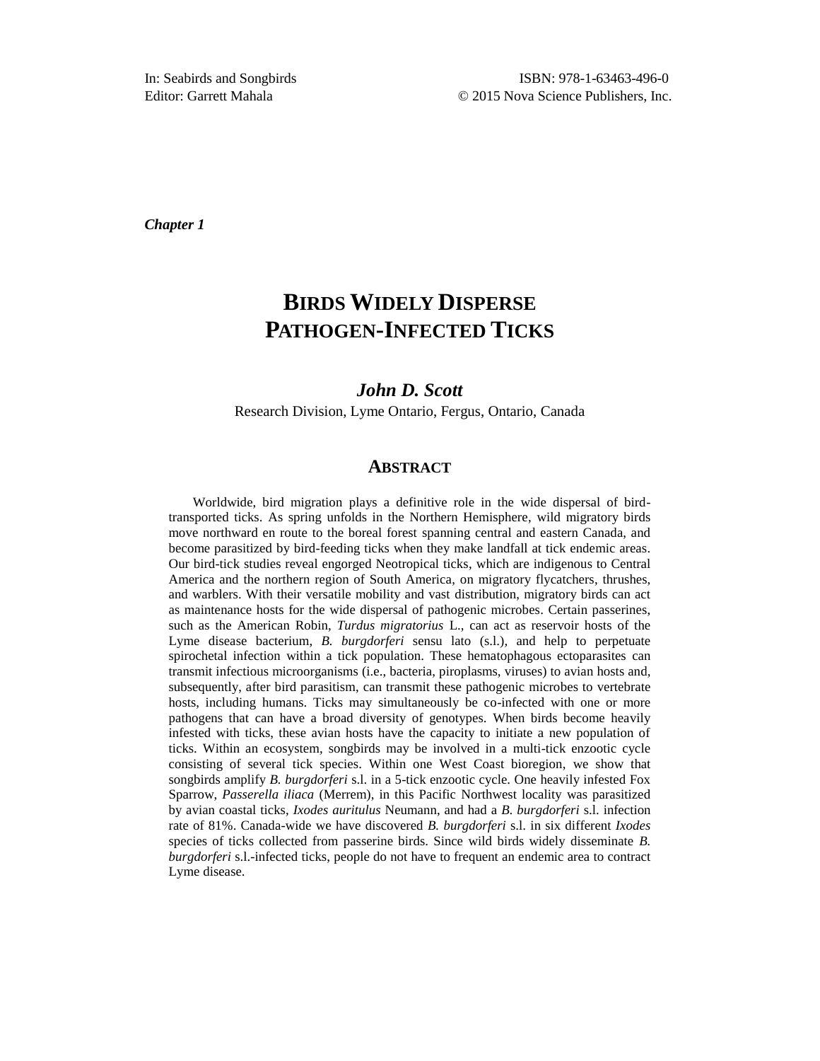In: Seabirds and Songbirds
Editor: Garrett Mahala

ISBN: 978-1-63463-496-0
© 2015 Nova Science Publishers, Inc.

***Chapter 1***

# BIRDS WIDELY DISPERSE PATHOGEN-INFECTED TICKS

***John D. Scott***

Research Division, Lyme Ontario, Fergus, Ontario, Canada

## ABSTRACT

Worldwide, bird migration plays a definitive role in the wide dispersal of bird-transported ticks. As spring unfolds in the Northern Hemisphere, wild migratory birds move northward en route to the boreal forest spanning central and eastern Canada, and become parasitized by bird-feeding ticks when they make landfall at tick endemic areas. Our bird-tick studies reveal engorged Neotropical ticks, which are indigenous to Central America and the northern region of South America, on migratory flycatchers, thrushes, and warblers. With their versatile mobility and vast distribution, migratory birds can act as maintenance hosts for the wide dispersal of pathogenic microbes. Certain passerines, such as the American Robin, *Turdus migratorius* L., can act as reservoir hosts of the Lyme disease bacterium, *B. burgdorferi* sensu lato (s.l.), and help to perpetuate spirochetal infection within a tick population. These hematophagous ectoparasites can transmit infectious microorganisms (i.e., bacteria, piroplasms, viruses) to avian hosts and, subsequently, after bird parasitism, can transmit these pathogenic microbes to vertebrate hosts, including humans. Ticks may simultaneously be co-infected with one or more pathogens that can have a broad diversity of genotypes. When birds become heavily infested with ticks, these avian hosts have the capacity to initiate a new population of ticks. Within an ecosystem, songbirds may be involved in a multi-tick enzootic cycle consisting of several tick species. Within one West Coast bioregion, we show that songbirds amplify *B. burgdorferi* s.l. in a 5-tick enzootic cycle. One heavily infested Fox Sparrow, *Passerella iliaca* (Merrem), in this Pacific Northwest locality was parasitized by avian coastal ticks, *Ixodes auritulus* Neumann, and had a *B. burgdorferi* s.l. infection rate of 81%. Canada-wide we have discovered *B. burgdorferi* s.l. in six different *Ixodes* species of ticks collected from passerine birds. Since wild birds widely disseminate *B. burgdorferi* s.l.-infected ticks, people do not have to frequent an endemic area to contract Lyme disease.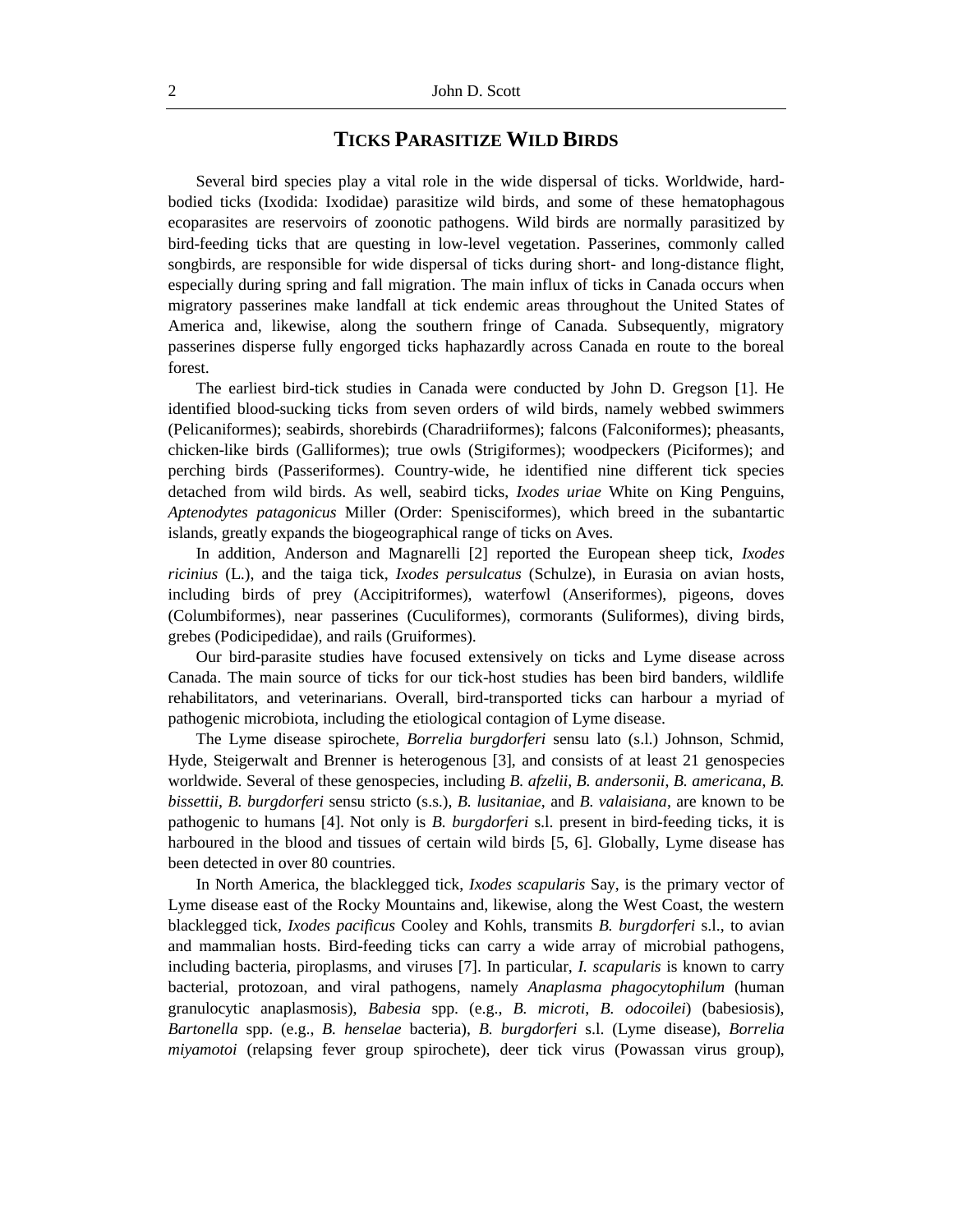## Ticks Parasitize Wild Birds

Several bird species play a vital role in the wide dispersal of ticks. Worldwide, hard-bodied ticks (Ixodida: Ixodidae) parasitize wild birds, and some of these hematophagous ecoparasites are reservoirs of zoonotic pathogens. Wild birds are normally parasitized by bird-feeding ticks that are questing in low-level vegetation. Passerines, commonly called songbirds, are responsible for wide dispersal of ticks during short- and long-distance flight, especially during spring and fall migration. The main influx of ticks in Canada occurs when migratory passerines make landfall at tick endemic areas throughout the United States of America and, likewise, along the southern fringe of Canada. Subsequently, migratory passerines disperse fully engorged ticks haphazardly across Canada en route to the boreal forest.

The earliest bird-tick studies in Canada were conducted by John D. Gregson [1]. He identified blood-sucking ticks from seven orders of wild birds, namely webbed swimmers (Pelicaniformes); seabirds, shorebirds (Charadriiformes); falcons (Falconiformes); pheasants, chicken-like birds (Galliformes); true owls (Strigiformes); woodpeckers (Piciformes); and perching birds (Passeriformes). Country-wide, he identified nine different tick species detached from wild birds. As well, seabird ticks, *Ixodes uriae* White on King Penguins, *Aptenodytes patagonicus* Miller (Order: Spenisciformes), which breed in the subantartic islands, greatly expands the biogeographical range of ticks on Aves.

In addition, Anderson and Magnarelli [2] reported the European sheep tick, *Ixodes ricinius* (L.), and the taiga tick, *Ixodes persulcatus* (Schulze), in Eurasia on avian hosts, including birds of prey (Accipitriformes), waterfowl (Anseriformes), pigeons, doves (Columbiformes), near passerines (Cuculiformes), cormorants (Suliformes), diving birds, grebes (Podicipedidae), and rails (Gruiformes).

Our bird-parasite studies have focused extensively on ticks and Lyme disease across Canada. The main source of ticks for our tick-host studies has been bird banders, wildlife rehabilitators, and veterinarians. Overall, bird-transported ticks can harbour a myriad of pathogenic microbiota, including the etiological contagion of Lyme disease.

The Lyme disease spirochete, *Borrelia burgdorferi* sensu lato (s.l.) Johnson, Schmid, Hyde, Steigerwalt and Brenner is heterogenous [3], and consists of at least 21 genospecies worldwide. Several of these genospecies, including *B. afzelii*, *B. andersonii*, *B. americana*, *B. bissettii*, *B. burgdorferi* sensu stricto (s.s.), *B. lusitaniae*, and *B. valaisiana*, are known to be pathogenic to humans [4]. Not only is *B. burgdorferi* s.l. present in bird-feeding ticks, it is harboured in the blood and tissues of certain wild birds [5, 6]. Globally, Lyme disease has been detected in over 80 countries.

In North America, the blacklegged tick, *Ixodes scapularis* Say, is the primary vector of Lyme disease east of the Rocky Mountains and, likewise, along the West Coast, the western blacklegged tick, *Ixodes pacificus* Cooley and Kohls, transmits *B. burgdorferi* s.l., to avian and mammalian hosts. Bird-feeding ticks can carry a wide array of microbial pathogens, including bacteria, piroplasms, and viruses [7]. In particular, *I. scapularis* is known to carry bacterial, protozoan, and viral pathogens, namely *Anaplasma phagocytophilum* (human granulocytic anaplasmosis), *Babesia* spp. (e.g., *B. microti*, *B. odocoilei*) (babesiosis), *Bartonella* spp. (e.g., *B. henselae* bacteria), *B. burgdorferi* s.l. (Lyme disease), *Borrelia miyamotoi* (relapsing fever group spirochete), deer tick virus (Powassan virus group),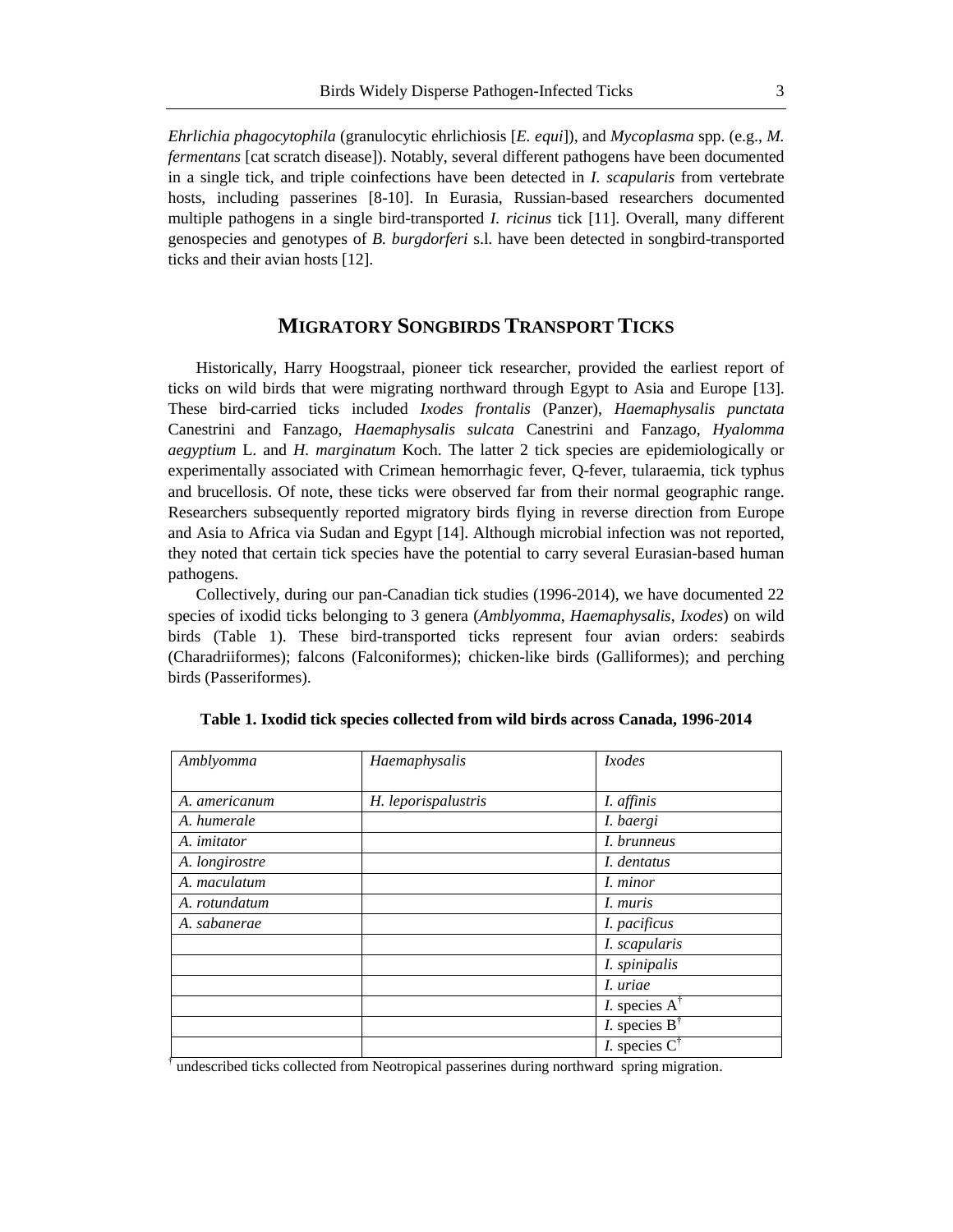*Ehrlichia phagocytophila* (granulocytic ehrlichiosis [*E. equi*]), and *Mycoplasma* spp. (e.g., *M. fermentans* [cat scratch disease]). Notably, several different pathogens have been documented in a single tick, and triple coinfections have been detected in *I. scapularis* from vertebrate hosts, including passerines [8-10]. In Eurasia, Russian-based researchers documented multiple pathogens in a single bird-transported *I. ricinus* tick [11]. Overall, many different genospecies and genotypes of *B. burgdorferi* s.l. have been detected in songbird-transported ticks and their avian hosts [12].

## MIGRATORY SONGBIRDS TRANSPORT TICKS

Historically, Harry Hoogstraal, pioneer tick researcher, provided the earliest report of ticks on wild birds that were migrating northward through Egypt to Asia and Europe [13]. These bird-carried ticks included *Ixodes frontalis* (Panzer), *Haemaphysalis punctata* Canestrini and Fanzago, *Haemaphysalis sulcata* Canestrini and Fanzago, *Hyalomma aegyptium* L. and *H. marginatum* Koch. The latter 2 tick species are epidemiologically or experimentally associated with Crimean hemorrhagic fever, Q-fever, tularaemia, tick typhus and brucellosis. Of note, these ticks were observed far from their normal geographic range. Researchers subsequently reported migratory birds flying in reverse direction from Europe and Asia to Africa via Sudan and Egypt [14]. Although microbial infection was not reported, they noted that certain tick species have the potential to carry several Eurasian-based human pathogens.

Collectively, during our pan-Canadian tick studies (1996-2014), we have documented 22 species of ixodid ticks belonging to 3 genera (*Amblyomma*, *Haemaphysalis*, *Ixodes*) on wild birds (Table 1). These bird-transported ticks represent four avian orders: seabirds (Charadriiformes); falcons (Falconiformes); chicken-like birds (Galliformes); and perching birds (Passeriformes).

**Table 1. Ixodid tick species collected from wild birds across Canada, 1996-2014**

| *Amblyomma* | *Haemaphysalis* | *Ixodes* |
|---|---|---|
| *A. americanum* | *H. leporispalustris* | *I. affinis* |
| *A. humerale* | | *I. baergi* |
| *A. imitator* | | *I. brunneus* |
| *A. longirostre* | | *I. dentatus* |
| *A. maculatum* | | *I. minor* |
| *A. rotundatum* | | *I. muris* |
| *A. sabanerae* | | *I. pacificus* |
| | | *I. scapularis* |
| | | *I. spinipalis* |
| | | *I. uriae* |
| | | *I.* species A[†] |
| | | *I.* species B[†] |
| | | *I.* species C[†] |

[†] undescribed ticks collected from Neotropical passerines during northward spring migration.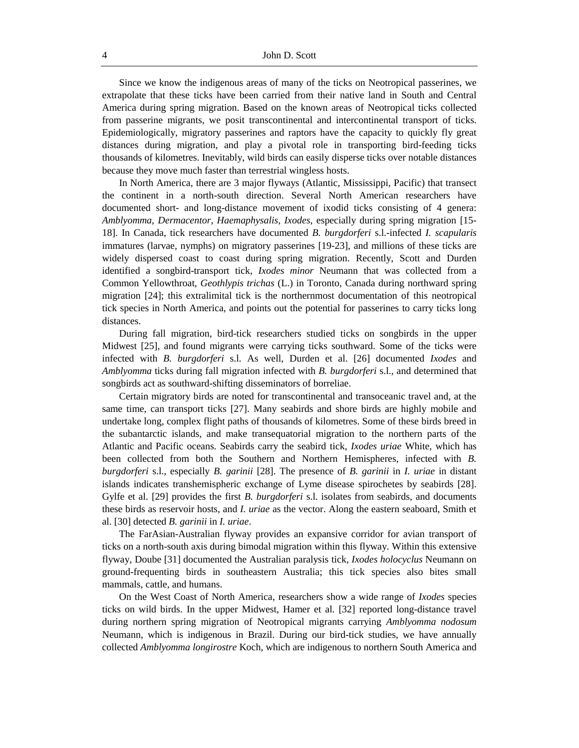Since we know the indigenous areas of many of the ticks on Neotropical passerines, we extrapolate that these ticks have been carried from their native land in South and Central America during spring migration. Based on the known areas of Neotropical ticks collected from passerine migrants, we posit transcontinental and intercontinental transport of ticks. Epidemiologically, migratory passerines and raptors have the capacity to quickly fly great distances during migration, and play a pivotal role in transporting bird-feeding ticks thousands of kilometres. Inevitably, wild birds can easily disperse ticks over notable distances because they move much faster than terrestrial wingless hosts.

In North America, there are 3 major flyways (Atlantic, Mississippi, Pacific) that transect the continent in a north-south direction. Several North American researchers have documented short- and long-distance movement of ixodid ticks consisting of 4 genera: *Amblyomma*, *Dermacentor*, *Haemaphysalis*, *Ixodes*, especially during spring migration [15-18]. In Canada, tick researchers have documented *B. burgdorferi* s.l.-infected *I. scapularis* immatures (larvae, nymphs) on migratory passerines [19-23], and millions of these ticks are widely dispersed coast to coast during spring migration. Recently, Scott and Durden identified a songbird-transport tick, *Ixodes minor* Neumann that was collected from a Common Yellowthroat, *Geothlypis trichas* (L.) in Toronto, Canada during northward spring migration [24]; this extralimital tick is the northernmost documentation of this neotropical tick species in North America, and points out the potential for passerines to carry ticks long distances.

During fall migration, bird-tick researchers studied ticks on songbirds in the upper Midwest [25], and found migrants were carrying ticks southward. Some of the ticks were infected with *B. burgdorferi* s.l. As well, Durden et al. [26] documented *Ixodes* and *Amblyomma* ticks during fall migration infected with *B. burgdorferi* s.l., and determined that songbirds act as southward-shifting disseminators of borreliae.

Certain migratory birds are noted for transcontinental and transoceanic travel and, at the same time, can transport ticks [27]. Many seabirds and shore birds are highly mobile and undertake long, complex flight paths of thousands of kilometres. Some of these birds breed in the subantarctic islands, and make transequatorial migration to the northern parts of the Atlantic and Pacific oceans. Seabirds carry the seabird tick, *Ixodes uriae* White, which has been collected from both the Southern and Northern Hemispheres, infected with *B. burgdorferi* s.l., especially *B. garinii* [28]. The presence of *B. garinii* in *I. uriae* in distant islands indicates transhemispheric exchange of Lyme disease spirochetes by seabirds [28]. Gylfe et al. [29] provides the first *B. burgdorferi* s.l. isolates from seabirds, and documents these birds as reservoir hosts, and *I. uriae* as the vector. Along the eastern seaboard, Smith et al. [30] detected *B. garinii* in *I. uriae*.

The FarAsian-Australian flyway provides an expansive corridor for avian transport of ticks on a north-south axis during bimodal migration within this flyway. Within this extensive flyway, Doube [31] documented the Australian paralysis tick, *Ixodes holocyclus* Neumann on ground-frequenting birds in southeastern Australia; this tick species also bites small mammals, cattle, and humans.

On the West Coast of North America, researchers show a wide range of *Ixodes* species ticks on wild birds. In the upper Midwest, Hamer et al. [32] reported long-distance travel during northern spring migration of Neotropical migrants carrying *Amblyomma nodosum* Neumann, which is indigenous in Brazil. During our bird-tick studies, we have annually collected *Amblyomma longirostre* Koch, which are indigenous to northern South America and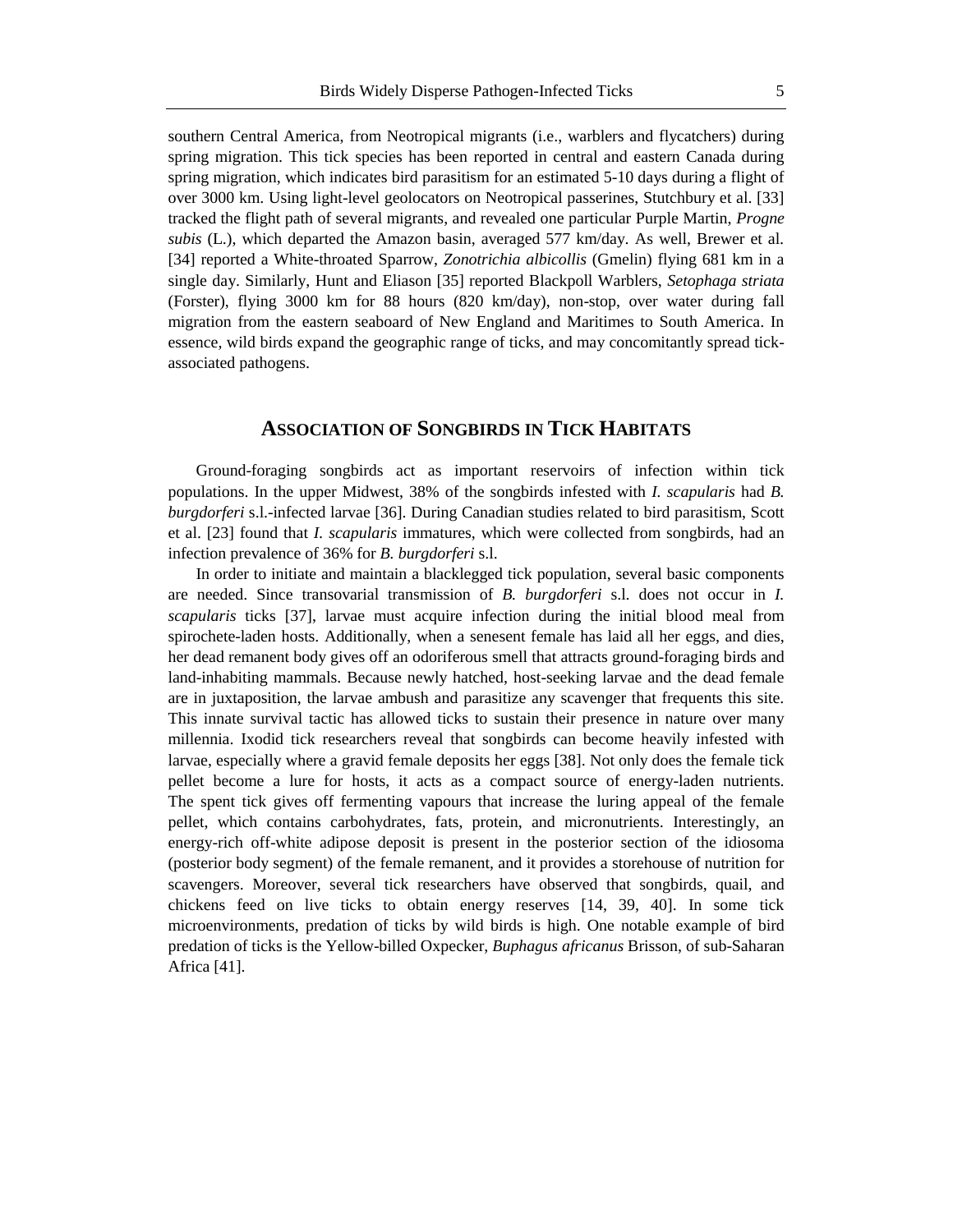southern Central America, from Neotropical migrants (i.e., warblers and flycatchers) during spring migration. This tick species has been reported in central and eastern Canada during spring migration, which indicates bird parasitism for an estimated 5-10 days during a flight of over 3000 km. Using light-level geolocators on Neotropical passerines, Stutchbury et al. [33] tracked the flight path of several migrants, and revealed one particular Purple Martin, *Progne subis* (L.), which departed the Amazon basin, averaged 577 km/day. As well, Brewer et al. [34] reported a White-throated Sparrow, *Zonotrichia albicollis* (Gmelin) flying 681 km in a single day. Similarly, Hunt and Eliason [35] reported Blackpoll Warblers, *Setophaga striata* (Forster), flying 3000 km for 88 hours (820 km/day), non-stop, over water during fall migration from the eastern seaboard of New England and Maritimes to South America. In essence, wild birds expand the geographic range of ticks, and may concomitantly spread tick-associated pathogens.

## Association of Songbirds in Tick Habitats

Ground-foraging songbirds act as important reservoirs of infection within tick populations. In the upper Midwest, 38% of the songbirds infested with *I. scapularis* had *B. burgdorferi* s.l.-infected larvae [36]. During Canadian studies related to bird parasitism, Scott et al. [23] found that *I. scapularis* immatures, which were collected from songbirds, had an infection prevalence of 36% for *B. burgdorferi* s.l.

In order to initiate and maintain a blacklegged tick population, several basic components are needed. Since transovarial transmission of *B. burgdorferi* s.l. does not occur in *I. scapularis* ticks [37], larvae must acquire infection during the initial blood meal from spirochete-laden hosts. Additionally, when a senesent female has laid all her eggs, and dies, her dead remanent body gives off an odoriferous smell that attracts ground-foraging birds and land-inhabiting mammals. Because newly hatched, host-seeking larvae and the dead female are in juxtaposition, the larvae ambush and parasitize any scavenger that frequents this site. This innate survival tactic has allowed ticks to sustain their presence in nature over many millennia. Ixodid tick researchers reveal that songbirds can become heavily infested with larvae, especially where a gravid female deposits her eggs [38]. Not only does the female tick pellet become a lure for hosts, it acts as a compact source of energy-laden nutrients. The spent tick gives off fermenting vapours that increase the luring appeal of the female pellet, which contains carbohydrates, fats, protein, and micronutrients. Interestingly, an energy-rich off-white adipose deposit is present in the posterior section of the idiosoma (posterior body segment) of the female remanent, and it provides a storehouse of nutrition for scavengers. Moreover, several tick researchers have observed that songbirds, quail, and chickens feed on live ticks to obtain energy reserves [14, 39, 40]. In some tick microenvironments, predation of ticks by wild birds is high. One notable example of bird predation of ticks is the Yellow-billed Oxpecker, *Buphagus africanus* Brisson, of sub-Saharan Africa [41].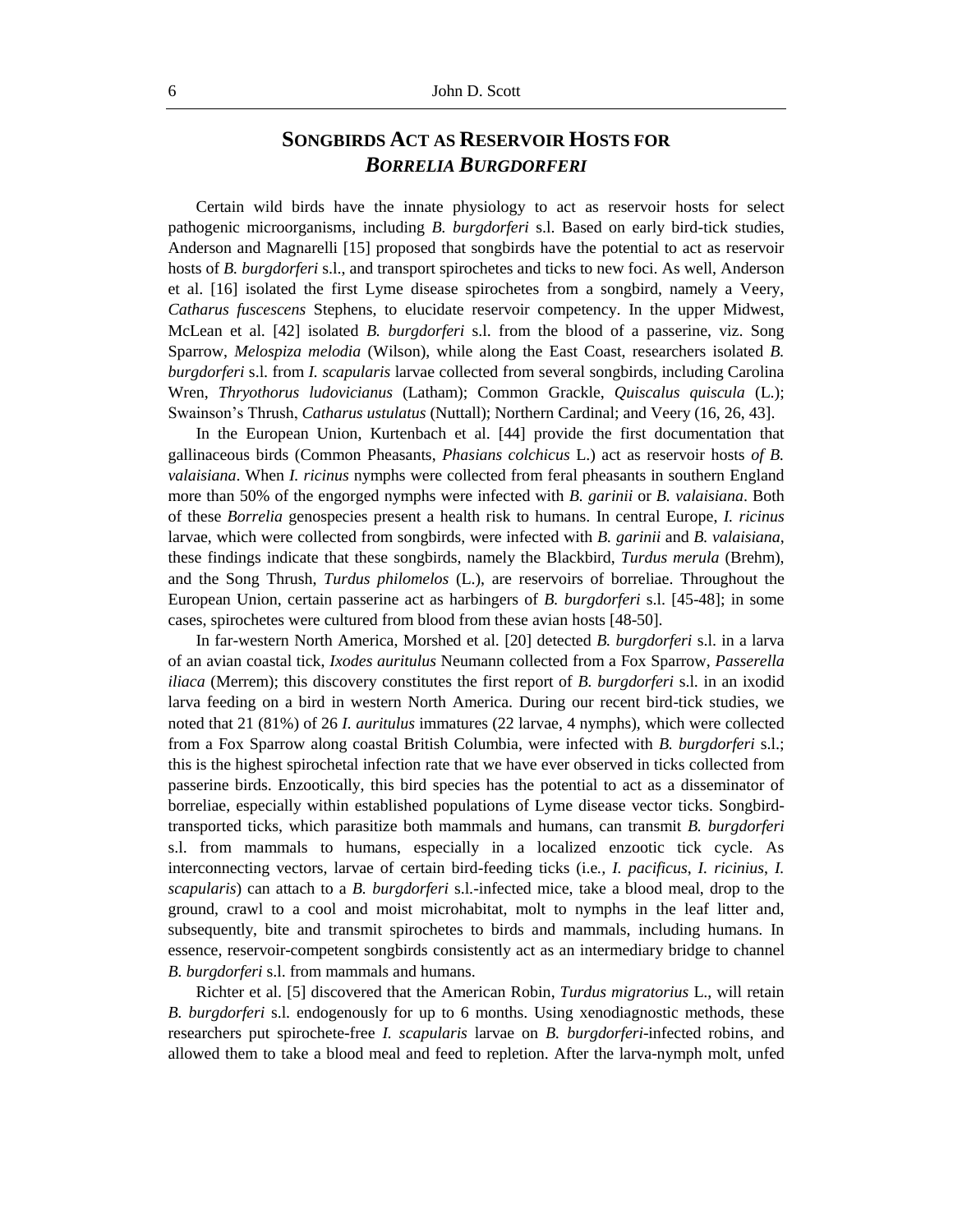## SONGBIRDS ACT AS RESERVOIR HOSTS FOR *BORRELIA BURGDORFERI*

Certain wild birds have the innate physiology to act as reservoir hosts for select pathogenic microorganisms, including *B. burgdorferi* s.l. Based on early bird-tick studies, Anderson and Magnarelli [15] proposed that songbirds have the potential to act as reservoir hosts of *B. burgdorferi* s.l., and transport spirochetes and ticks to new foci. As well, Anderson et al. [16] isolated the first Lyme disease spirochetes from a songbird, namely a Veery, *Catharus fuscescens* Stephens, to elucidate reservoir competency. In the upper Midwest, McLean et al. [42] isolated *B. burgdorferi* s.l. from the blood of a passerine, viz. Song Sparrow, *Melospiza melodia* (Wilson), while along the East Coast, researchers isolated *B. burgdorferi* s.l. from *I. scapularis* larvae collected from several songbirds, including Carolina Wren, *Thryothorus ludovicianus* (Latham); Common Grackle, *Quiscalus quiscula* (L.); Swainson's Thrush, *Catharus ustulatus* (Nuttall); Northern Cardinal; and Veery (16, 26, 43].

In the European Union, Kurtenbach et al. [44] provide the first documentation that gallinaceous birds (Common Pheasants, *Phasians colchicus* L.) act as reservoir hosts *of B. valaisiana*. When *I. ricinus* nymphs were collected from feral pheasants in southern England more than 50% of the engorged nymphs were infected with *B. garinii* or *B. valaisiana*. Both of these *Borrelia* genospecies present a health risk to humans. In central Europe, *I. ricinus* larvae, which were collected from songbirds, were infected with *B. garinii* and *B. valaisiana*, these findings indicate that these songbirds, namely the Blackbird, *Turdus merula* (Brehm), and the Song Thrush, *Turdus philomelos* (L.), are reservoirs of borreliae. Throughout the European Union, certain passerine act as harbingers of *B. burgdorferi* s.l. [45-48]; in some cases, spirochetes were cultured from blood from these avian hosts [48-50].

In far-western North America, Morshed et al. [20] detected *B. burgdorferi* s.l. in a larva of an avian coastal tick, *Ixodes auritulus* Neumann collected from a Fox Sparrow, *Passerella iliaca* (Merrem); this discovery constitutes the first report of *B. burgdorferi* s.l. in an ixodid larva feeding on a bird in western North America. During our recent bird-tick studies, we noted that 21 (81%) of 26 *I. auritulus* immatures (22 larvae, 4 nymphs), which were collected from a Fox Sparrow along coastal British Columbia, were infected with *B. burgdorferi* s.l.; this is the highest spirochetal infection rate that we have ever observed in ticks collected from passerine birds. Enzootically, this bird species has the potential to act as a disseminator of borreliae, especially within established populations of Lyme disease vector ticks. Songbird-transported ticks, which parasitize both mammals and humans, can transmit *B. burgdorferi* s.l. from mammals to humans, especially in a localized enzootic tick cycle. As interconnecting vectors, larvae of certain bird-feeding ticks (i.e., *I. pacificus*, *I. ricinius*, *I. scapularis*) can attach to a *B. burgdorferi* s.l.-infected mice, take a blood meal, drop to the ground, crawl to a cool and moist microhabitat, molt to nymphs in the leaf litter and, subsequently, bite and transmit spirochetes to birds and mammals, including humans. In essence, reservoir-competent songbirds consistently act as an intermediary bridge to channel *B. burgdorferi* s.l. from mammals and humans.

Richter et al. [5] discovered that the American Robin, *Turdus migratorius* L., will retain *B. burgdorferi* s.l. endogenously for up to 6 months. Using xenodiagnostic methods, these researchers put spirochete-free *I. scapularis* larvae on *B. burgdorferi*-infected robins, and allowed them to take a blood meal and feed to repletion. After the larva-nymph molt, unfed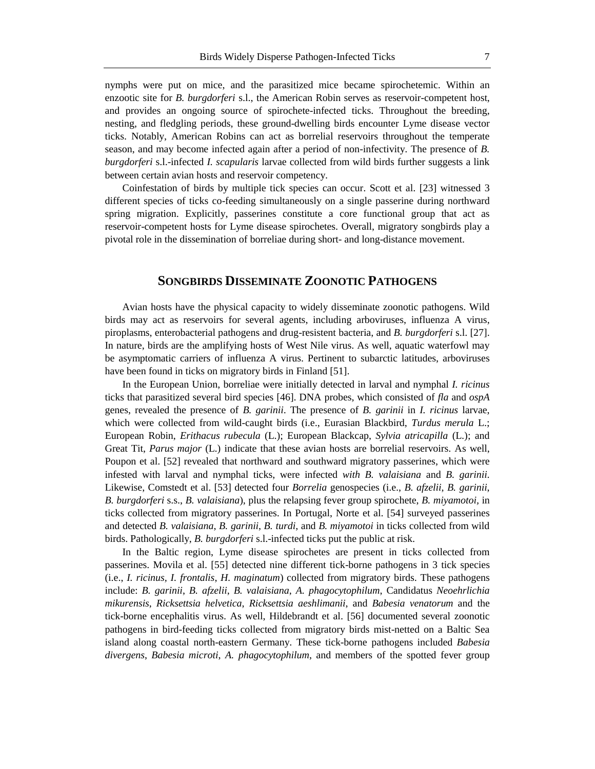nymphs were put on mice, and the parasitized mice became spirochetemic. Within an enzootic site for *B. burgdorferi* s.l., the American Robin serves as reservoir-competent host, and provides an ongoing source of spirochete-infected ticks. Throughout the breeding, nesting, and fledgling periods, these ground-dwelling birds encounter Lyme disease vector ticks. Notably, American Robins can act as borrelial reservoirs throughout the temperate season, and may become infected again after a period of non-infectivity. The presence of *B. burgdorferi* s.l.-infected *I. scapularis* larvae collected from wild birds further suggests a link between certain avian hosts and reservoir competency.

Coinfestation of birds by multiple tick species can occur. Scott et al. [23] witnessed 3 different species of ticks co-feeding simultaneously on a single passerine during northward spring migration. Explicitly, passerines constitute a core functional group that act as reservoir-competent hosts for Lyme disease spirochetes. Overall, migratory songbirds play a pivotal role in the dissemination of borreliae during short- and long-distance movement.

## SONGBIRDS DISSEMINATE ZOONOTIC PATHOGENS

Avian hosts have the physical capacity to widely disseminate zoonotic pathogens. Wild birds may act as reservoirs for several agents, including arboviruses, influenza A virus, piroplasms, enterobacterial pathogens and drug-resistent bacteria, and *B. burgdorferi* s.l. [27]. In nature, birds are the amplifying hosts of West Nile virus. As well, aquatic waterfowl may be asymptomatic carriers of influenza A virus. Pertinent to subarctic latitudes, arboviruses have been found in ticks on migratory birds in Finland [51].

In the European Union, borreliae were initially detected in larval and nymphal *I. ricinus* ticks that parasitized several bird species [46]. DNA probes, which consisted of *fla* and *ospA* genes, revealed the presence of *B. garinii*. The presence of *B. garinii* in *I. ricinus* larvae, which were collected from wild-caught birds (i.e., Eurasian Blackbird, *Turdus merula* L.; European Robin, *Erithacus rubecula* (L.); European Blackcap, *Sylvia atricapilla* (L.); and Great Tit, *Parus major* (L.) indicate that these avian hosts are borrelial reservoirs. As well, Poupon et al. [52] revealed that northward and southward migratory passerines, which were infested with larval and nymphal ticks, were infected *with B. valaisiana* and *B. garinii*. Likewise, Comstedt et al. [53] detected four *Borrelia* genospecies (i.e., *B. afzelii*, *B. garinii*, *B. burgdorferi* s.s., *B. valaisiana*), plus the relapsing fever group spirochete, *B. miyamotoi*, in ticks collected from migratory passerines. In Portugal, Norte et al. [54] surveyed passerines and detected *B. valaisiana*, *B. garinii*, *B. turdi*, and *B. miyamotoi* in ticks collected from wild birds. Pathologically, *B. burgdorferi* s.l.-infected ticks put the public at risk.

In the Baltic region, Lyme disease spirochetes are present in ticks collected from passerines. Movila et al. [55] detected nine different tick-borne pathogens in 3 tick species (i.e., *I. ricinus*, *I. frontalis*, *H. maginatum*) collected from migratory birds. These pathogens include: *B. garinii*, *B. afzelii*, *B. valaisiana*, *A. phagocytophilum*, Candidatus *Neoehrlichia mikurensis*, *Ricksettsia helvetica*, *Ricksettsia aeshlimanii*, and *Babesia venatorum* and the tick-borne encephalitis virus. As well, Hildebrandt et al. [56] documented several zoonotic pathogens in bird-feeding ticks collected from migratory birds mist-netted on a Baltic Sea island along coastal north-eastern Germany. These tick-borne pathogens included *Babesia divergens*, *Babesia microti*, *A. phagocytophilum*, and members of the spotted fever group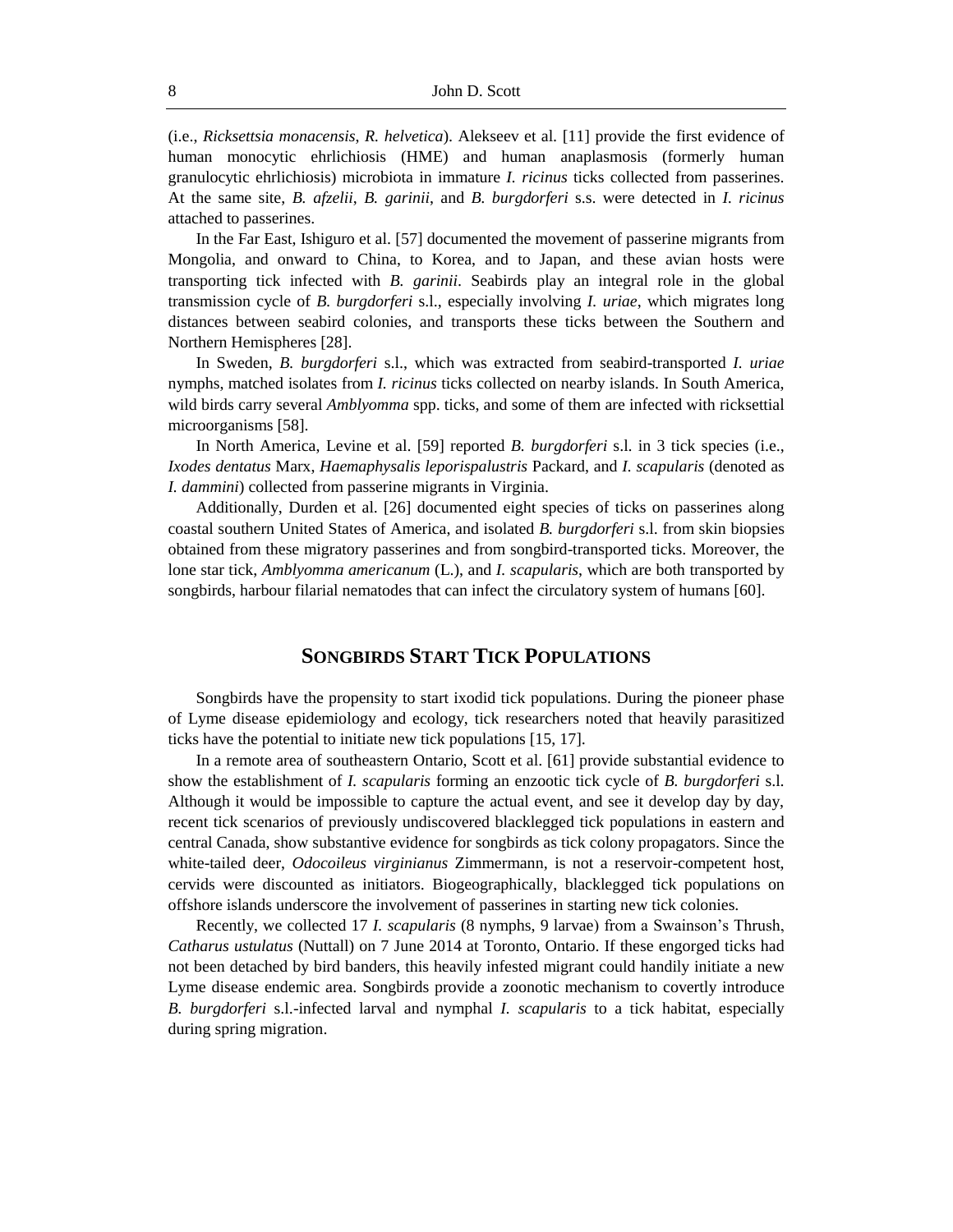(i.e., *Ricksettsia monacensis*, *R. helvetica*). Alekseev et al. [11] provide the first evidence of human monocytic ehrlichiosis (HME) and human anaplasmosis (formerly human granulocytic ehrlichiosis) microbiota in immature *I. ricinus* ticks collected from passerines. At the same site, *B. afzelii*, *B. garinii*, and *B. burgdorferi* s.s. were detected in *I. ricinus* attached to passerines.

In the Far East, Ishiguro et al. [57] documented the movement of passerine migrants from Mongolia, and onward to China, to Korea, and to Japan, and these avian hosts were transporting tick infected with *B. garinii*. Seabirds play an integral role in the global transmission cycle of *B. burgdorferi* s.l., especially involving *I. uriae*, which migrates long distances between seabird colonies, and transports these ticks between the Southern and Northern Hemispheres [28].

In Sweden, *B. burgdorferi* s.l., which was extracted from seabird-transported *I. uriae* nymphs, matched isolates from *I. ricinus* ticks collected on nearby islands. In South America, wild birds carry several *Amblyomma* spp. ticks, and some of them are infected with ricksettial microorganisms [58].

In North America, Levine et al. [59] reported *B. burgdorferi* s.l. in 3 tick species (i.e., *Ixodes dentatus* Marx, *Haemaphysalis leporispalustris* Packard, and *I. scapularis* (denoted as *I. dammini*) collected from passerine migrants in Virginia.

Additionally, Durden et al. [26] documented eight species of ticks on passerines along coastal southern United States of America, and isolated *B. burgdorferi* s.l. from skin biopsies obtained from these migratory passerines and from songbird-transported ticks. Moreover, the lone star tick, *Amblyomma americanum* (L.), and *I. scapularis*, which are both transported by songbirds, harbour filarial nematodes that can infect the circulatory system of humans [60].

## Songbirds Start Tick Populations

Songbirds have the propensity to start ixodid tick populations. During the pioneer phase of Lyme disease epidemiology and ecology, tick researchers noted that heavily parasitized ticks have the potential to initiate new tick populations [15, 17].

In a remote area of southeastern Ontario, Scott et al. [61] provide substantial evidence to show the establishment of *I. scapularis* forming an enzootic tick cycle of *B. burgdorferi* s.l. Although it would be impossible to capture the actual event, and see it develop day by day, recent tick scenarios of previously undiscovered blacklegged tick populations in eastern and central Canada, show substantive evidence for songbirds as tick colony propagators. Since the white-tailed deer, *Odocoileus virginianus* Zimmermann, is not a reservoir-competent host, cervids were discounted as initiators. Biogeographically, blacklegged tick populations on offshore islands underscore the involvement of passerines in starting new tick colonies.

Recently, we collected 17 *I. scapularis* (8 nymphs, 9 larvae) from a Swainson's Thrush, *Catharus ustulatus* (Nuttall) on 7 June 2014 at Toronto, Ontario. If these engorged ticks had not been detached by bird banders, this heavily infested migrant could handily initiate a new Lyme disease endemic area. Songbirds provide a zoonotic mechanism to covertly introduce *B. burgdorferi* s.l.-infected larval and nymphal *I. scapularis* to a tick habitat, especially during spring migration.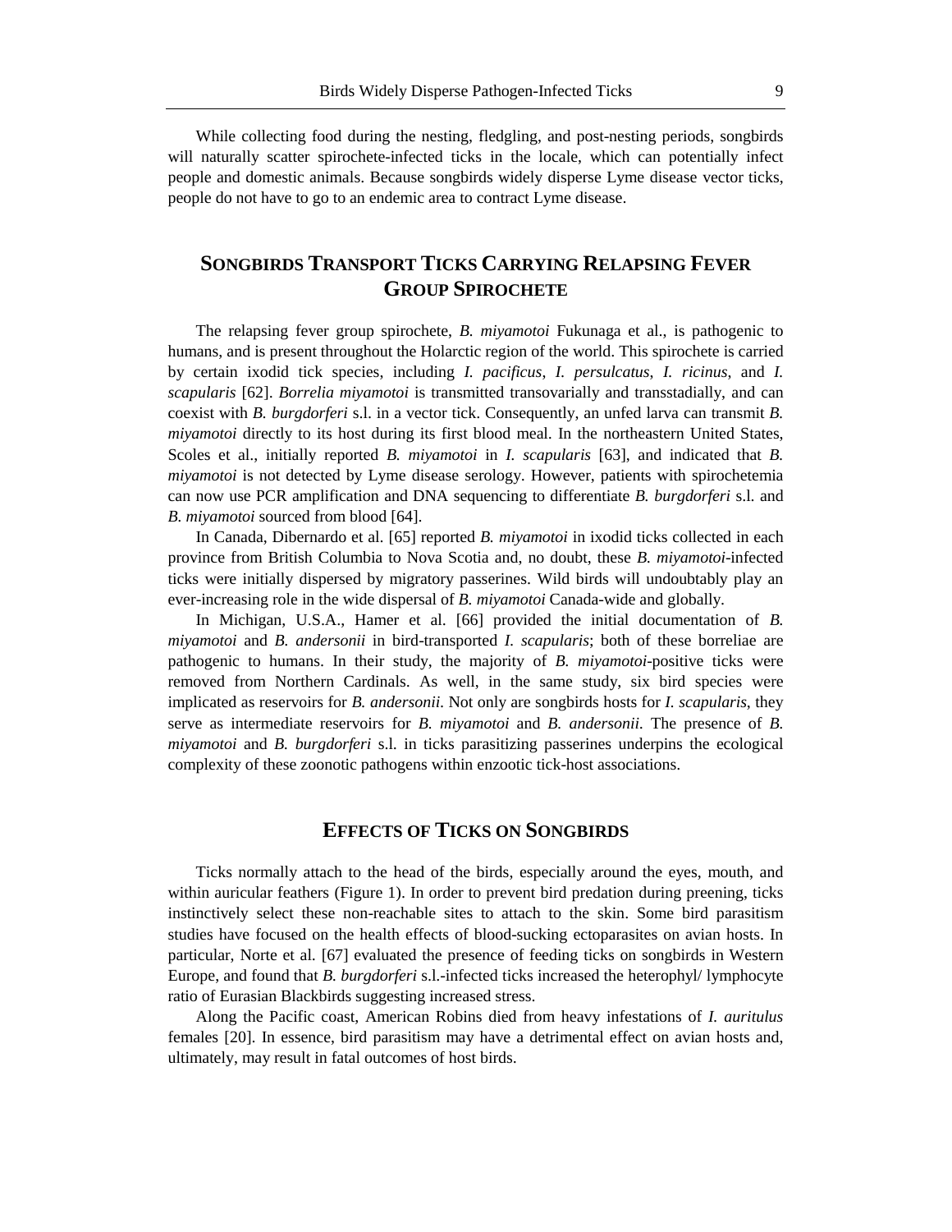While collecting food during the nesting, fledgling, and post-nesting periods, songbirds will naturally scatter spirochete-infected ticks in the locale, which can potentially infect people and domestic animals. Because songbirds widely disperse Lyme disease vector ticks, people do not have to go to an endemic area to contract Lyme disease.

## Songbirds Transport Ticks Carrying Relapsing Fever Group Spirochete

The relapsing fever group spirochete, *B. miyamotoi* Fukunaga et al., is pathogenic to humans, and is present throughout the Holarctic region of the world. This spirochete is carried by certain ixodid tick species, including *I. pacificus*, *I. persulcatus*, *I. ricinus*, and *I. scapularis* [62]. *Borrelia miyamotoi* is transmitted transovarially and transstadially, and can coexist with *B. burgdorferi* s.l. in a vector tick. Consequently, an unfed larva can transmit *B. miyamotoi* directly to its host during its first blood meal. In the northeastern United States, Scoles et al., initially reported *B. miyamotoi* in *I. scapularis* [63], and indicated that *B. miyamotoi* is not detected by Lyme disease serology. However, patients with spirochetemia can now use PCR amplification and DNA sequencing to differentiate *B. burgdorferi* s.l. and *B. miyamotoi* sourced from blood [64].

In Canada, Dibernardo et al. [65] reported *B. miyamotoi* in ixodid ticks collected in each province from British Columbia to Nova Scotia and, no doubt, these *B. miyamotoi*-infected ticks were initially dispersed by migratory passerines. Wild birds will undoubtably play an ever-increasing role in the wide dispersal of *B. miyamotoi* Canada-wide and globally.

In Michigan, U.S.A., Hamer et al. [66] provided the initial documentation of *B. miyamotoi* and *B. andersonii* in bird-transported *I. scapularis*; both of these borreliae are pathogenic to humans. In their study, the majority of *B. miyamotoi*-positive ticks were removed from Northern Cardinals. As well, in the same study, six bird species were implicated as reservoirs for *B. andersonii*. Not only are songbirds hosts for *I. scapularis*, they serve as intermediate reservoirs for *B. miyamotoi* and *B. andersonii*. The presence of *B. miyamotoi* and *B. burgdorferi* s.l. in ticks parasitizing passerines underpins the ecological complexity of these zoonotic pathogens within enzootic tick-host associations.

## Effects of Ticks on Songbirds

Ticks normally attach to the head of the birds, especially around the eyes, mouth, and within auricular feathers (Figure 1). In order to prevent bird predation during preening, ticks instinctively select these non-reachable sites to attach to the skin. Some bird parasitism studies have focused on the health effects of blood-sucking ectoparasites on avian hosts. In particular, Norte et al. [67] evaluated the presence of feeding ticks on songbirds in Western Europe, and found that *B. burgdorferi* s.l.-infected ticks increased the heterophyl/ lymphocyte ratio of Eurasian Blackbirds suggesting increased stress.

Along the Pacific coast, American Robins died from heavy infestations of *I. auritulus* females [20]. In essence, bird parasitism may have a detrimental effect on avian hosts and, ultimately, may result in fatal outcomes of host birds.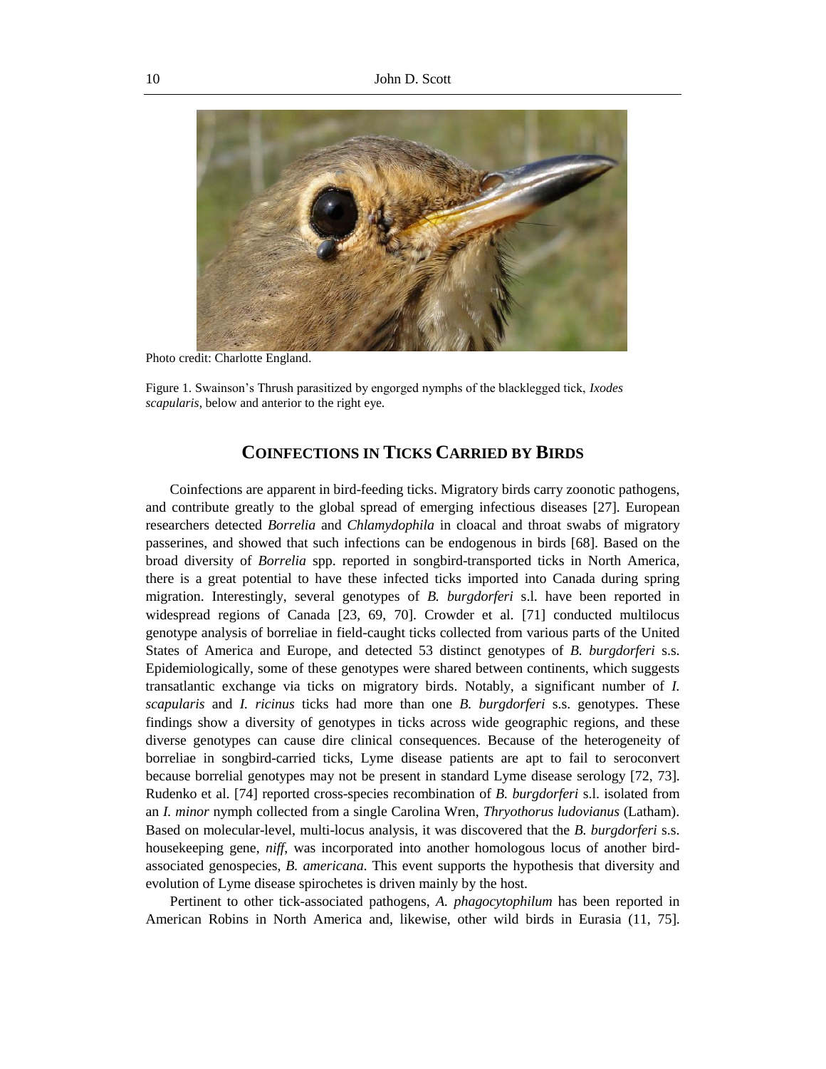Photo credit: Charlotte England.

Figure 1. Swainson's Thrush parasitized by engorged nymphs of the blacklegged tick, *Ixodes scapularis*, below and anterior to the right eye.

## Coinfections in Ticks Carried by Birds

Coinfections are apparent in bird-feeding ticks. Migratory birds carry zoonotic pathogens, and contribute greatly to the global spread of emerging infectious diseases [27]. European researchers detected *Borrelia* and *Chlamydophila* in cloacal and throat swabs of migratory passerines, and showed that such infections can be endogenous in birds [68]. Based on the broad diversity of *Borrelia* spp. reported in songbird-transported ticks in North America, there is a great potential to have these infected ticks imported into Canada during spring migration. Interestingly, several genotypes of *B. burgdorferi* s.l. have been reported in widespread regions of Canada [23, 69, 70]. Crowder et al. [71] conducted multilocus genotype analysis of borreliae in field-caught ticks collected from various parts of the United States of America and Europe, and detected 53 distinct genotypes of *B. burgdorferi* s.s. Epidemiologically, some of these genotypes were shared between continents, which suggests transatlantic exchange via ticks on migratory birds. Notably, a significant number of *I. scapularis* and *I. ricinus* ticks had more than one *B. burgdorferi* s.s. genotypes. These findings show a diversity of genotypes in ticks across wide geographic regions, and these diverse genotypes can cause dire clinical consequences. Because of the heterogeneity of borreliae in songbird-carried ticks, Lyme disease patients are apt to fail to seroconvert because borrelial genotypes may not be present in standard Lyme disease serology [72, 73]. Rudenko et al. [74] reported cross-species recombination of *B. burgdorferi* s.l. isolated from an *I. minor* nymph collected from a single Carolina Wren, *Thryothorus ludovianus* (Latham). Based on molecular-level, multi-locus analysis, it was discovered that the *B. burgdorferi* s.s. housekeeping gene, *niff*, was incorporated into another homologous locus of another bird-associated genospecies, *B. americana*. This event supports the hypothesis that diversity and evolution of Lyme disease spirochetes is driven mainly by the host.

Pertinent to other tick-associated pathogens, *A. phagocytophilum* has been reported in American Robins in North America and, likewise, other wild birds in Eurasia (11, 75].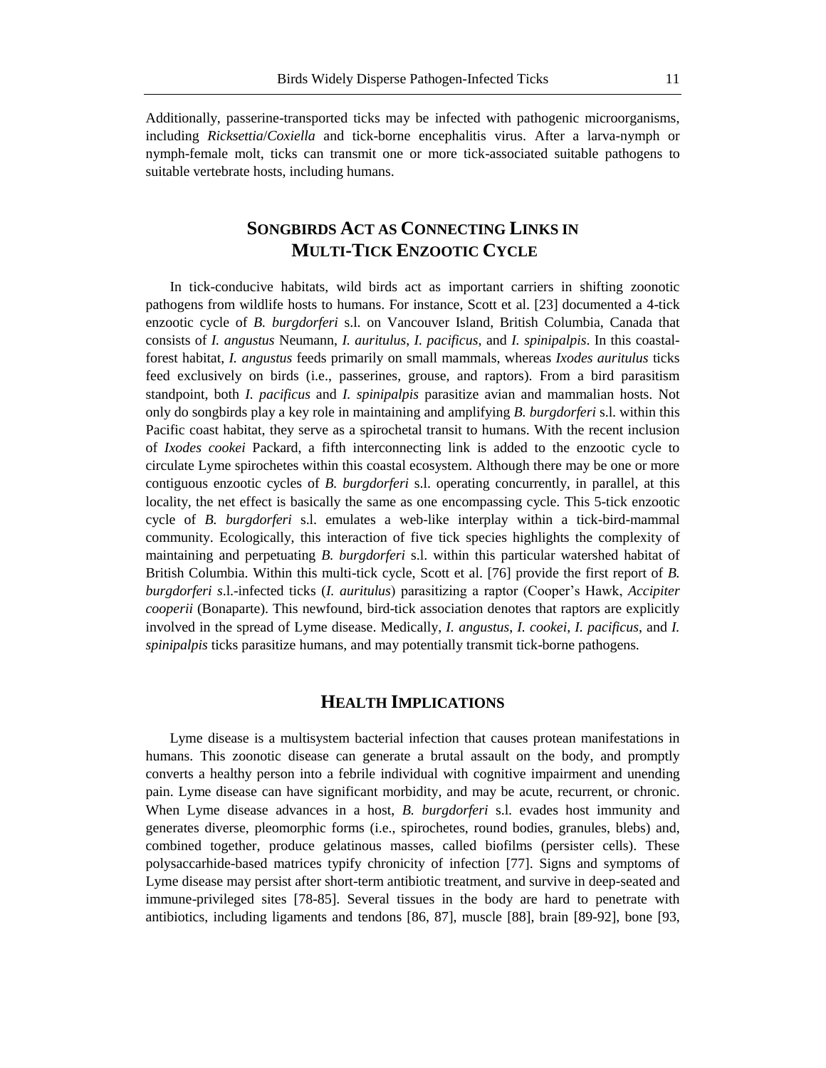Additionally, passerine-transported ticks may be infected with pathogenic microorganisms, including *Ricksettia*/*Coxiella* and tick-borne encephalitis virus. After a larva-nymph or nymph-female molt, ticks can transmit one or more tick-associated suitable pathogens to suitable vertebrate hosts, including humans.

## Songbirds Act as Connecting Links in Multi-Tick Enzootic Cycle

In tick-conducive habitats, wild birds act as important carriers in shifting zoonotic pathogens from wildlife hosts to humans. For instance, Scott et al. [23] documented a 4-tick enzootic cycle of *B. burgdorferi* s.l. on Vancouver Island, British Columbia, Canada that consists of *I. angustus* Neumann, *I. auritulus*, *I. pacificus*, and *I. spinipalpis*. In this coastal-forest habitat, *I. angustus* feeds primarily on small mammals, whereas *Ixodes auritulus* ticks feed exclusively on birds (i.e., passerines, grouse, and raptors). From a bird parasitism standpoint, both *I. pacificus* and *I. spinipalpis* parasitize avian and mammalian hosts. Not only do songbirds play a key role in maintaining and amplifying *B. burgdorferi* s.l. within this Pacific coast habitat, they serve as a spirochetal transit to humans. With the recent inclusion of *Ixodes cookei* Packard, a fifth interconnecting link is added to the enzootic cycle to circulate Lyme spirochetes within this coastal ecosystem. Although there may be one or more contiguous enzootic cycles of *B. burgdorferi* s.l. operating concurrently, in parallel, at this locality, the net effect is basically the same as one encompassing cycle. This 5-tick enzootic cycle of *B. burgdorferi* s.l. emulates a web-like interplay within a tick-bird-mammal community. Ecologically, this interaction of five tick species highlights the complexity of maintaining and perpetuating *B. burgdorferi* s.l. within this particular watershed habitat of British Columbia. Within this multi-tick cycle, Scott et al. [76] provide the first report of *B. burgdorferi* s.l.-infected ticks (*I. auritulus*) parasitizing a raptor (Cooper's Hawk, *Accipiter cooperii* (Bonaparte). This newfound, bird-tick association denotes that raptors are explicitly involved in the spread of Lyme disease. Medically, *I. angustus*, *I. cookei*, *I. pacificus*, and *I. spinipalpis* ticks parasitize humans, and may potentially transmit tick-borne pathogens.

## Health Implications

Lyme disease is a multisystem bacterial infection that causes protean manifestations in humans. This zoonotic disease can generate a brutal assault on the body, and promptly converts a healthy person into a febrile individual with cognitive impairment and unending pain. Lyme disease can have significant morbidity, and may be acute, recurrent, or chronic. When Lyme disease advances in a host, *B. burgdorferi* s.l. evades host immunity and generates diverse, pleomorphic forms (i.e., spirochetes, round bodies, granules, blebs) and, combined together, produce gelatinous masses, called biofilms (persister cells). These polysaccarhide-based matrices typify chronicity of infection [77]. Signs and symptoms of Lyme disease may persist after short-term antibiotic treatment, and survive in deep-seated and immune-privileged sites [78-85]. Several tissues in the body are hard to penetrate with antibiotics, including ligaments and tendons [86, 87], muscle [88], brain [89-92], bone [93,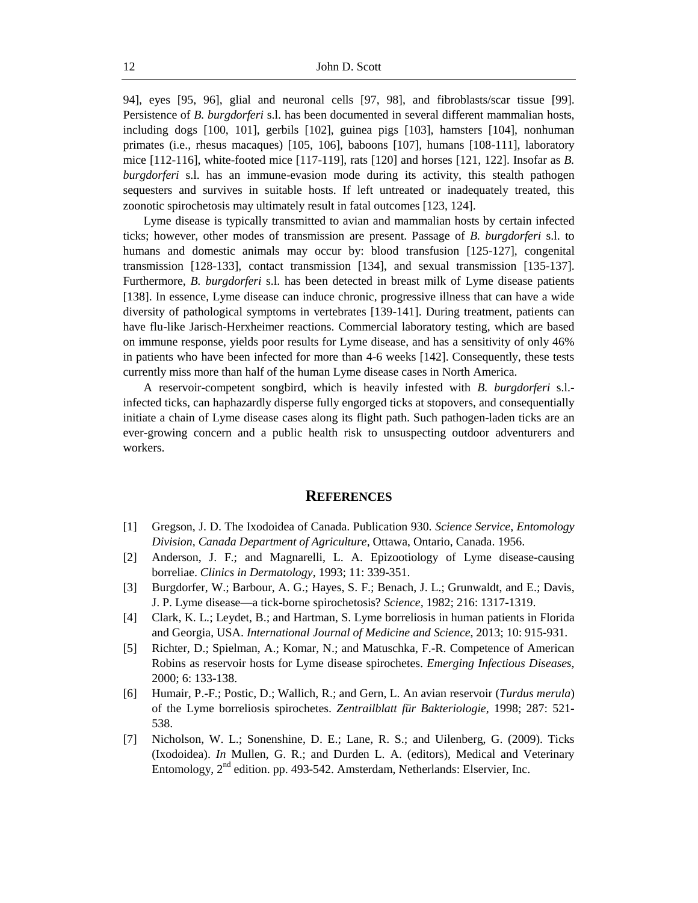94], eyes [95, 96], glial and neuronal cells [97, 98], and fibroblasts/scar tissue [99]. Persistence of *B. burgdorferi* s.l. has been documented in several different mammalian hosts, including dogs [100, 101], gerbils [102], guinea pigs [103], hamsters [104], nonhuman primates (i.e., rhesus macaques) [105, 106], baboons [107], humans [108-111], laboratory mice [112-116], white-footed mice [117-119], rats [120] and horses [121, 122]. Insofar as *B. burgdorferi* s.l. has an immune-evasion mode during its activity, this stealth pathogen sequesters and survives in suitable hosts. If left untreated or inadequately treated, this zoonotic spirochetosis may ultimately result in fatal outcomes [123, 124].

Lyme disease is typically transmitted to avian and mammalian hosts by certain infected ticks; however, other modes of transmission are present. Passage of *B. burgdorferi* s.l. to humans and domestic animals may occur by: blood transfusion [125-127], congenital transmission [128-133], contact transmission [134], and sexual transmission [135-137]. Furthermore, *B. burgdorferi* s.l. has been detected in breast milk of Lyme disease patients [138]. In essence, Lyme disease can induce chronic, progressive illness that can have a wide diversity of pathological symptoms in vertebrates [139-141]. During treatment, patients can have flu-like Jarisch-Herxheimer reactions. Commercial laboratory testing, which are based on immune response, yields poor results for Lyme disease, and has a sensitivity of only 46% in patients who have been infected for more than 4-6 weeks [142]. Consequently, these tests currently miss more than half of the human Lyme disease cases in North America.

A reservoir-competent songbird, which is heavily infested with *B. burgdorferi* s.l.-infected ticks, can haphazardly disperse fully engorged ticks at stopovers, and consequentially initiate a chain of Lyme disease cases along its flight path. Such pathogen-laden ticks are an ever-growing concern and a public health risk to unsuspecting outdoor adventurers and workers.

## REFERENCES

[1] Gregson, J. D. The Ixodoidea of Canada. Publication 930. *Science Service, Entomology Division, Canada Department of Agriculture*, Ottawa, Ontario, Canada. 1956.

[2] Anderson, J. F.; and Magnarelli, L. A. Epizootiology of Lyme disease-causing borreliae. *Clinics in Dermatology*, 1993; 11: 339-351.

[3] Burgdorfer, W.; Barbour, A. G.; Hayes, S. F.; Benach, J. L.; Grunwaldt, and E.; Davis, J. P. Lyme disease—a tick-borne spirochetosis? *Science*, 1982; 216: 1317-1319.

[4] Clark, K. L.; Leydet, B.; and Hartman, S. Lyme borreliosis in human patients in Florida and Georgia, USA. *International Journal of Medicine and Science*, 2013; 10: 915-931.

[5] Richter, D.; Spielman, A.; Komar, N.; and Matuschka, F.-R. Competence of American Robins as reservoir hosts for Lyme disease spirochetes. *Emerging Infectious Diseases*, 2000; 6: 133-138.

[6] Humair, P.-F.; Postic, D.; Wallich, R.; and Gern, L. An avian reservoir (*Turdus merula*) of the Lyme borreliosis spirochetes. *Zentrailblatt für Bakteriologie*, 1998; 287: 521-538.

[7] Nicholson, W. L.; Sonenshine, D. E.; Lane, R. S.; and Uilenberg, G. (2009). Ticks (Ixodoidea). *In* Mullen, G. R.; and Durden L. A. (editors), Medical and Veterinary Entomology, 2nd edition. pp. 493-542. Amsterdam, Netherlands: Elservier, Inc.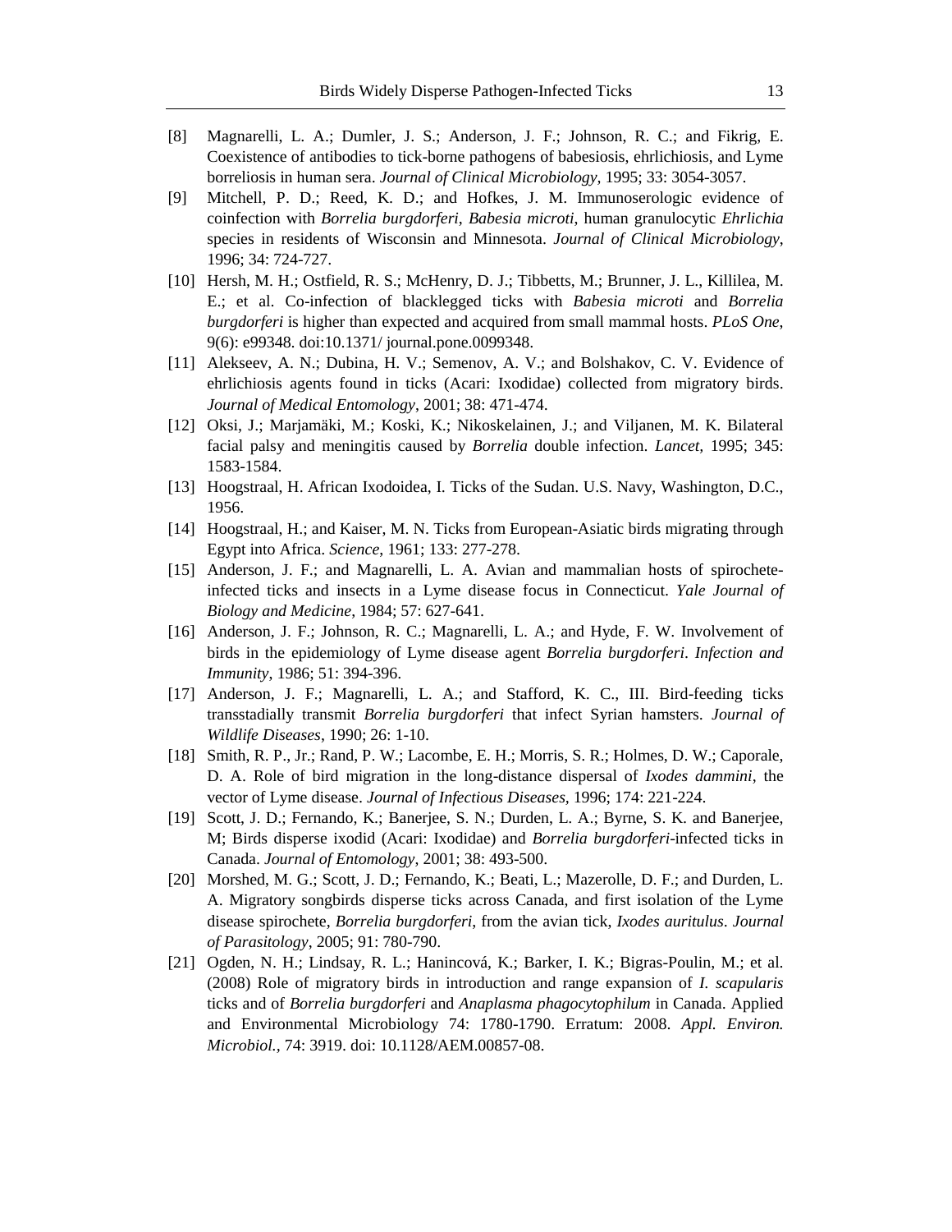[8] Magnarelli, L. A.; Dumler, J. S.; Anderson, J. F.; Johnson, R. C.; and Fikrig, E. Coexistence of antibodies to tick-borne pathogens of babesiosis, ehrlichiosis, and Lyme borreliosis in human sera. *Journal of Clinical Microbiology,* 1995; 33: 3054-3057.

[9] Mitchell, P. D.; Reed, K. D.; and Hofkes, J. M. Immunoserologic evidence of coinfection with *Borrelia burgdorferi*, *Babesia microti*, human granulocytic *Ehrlichia* species in residents of Wisconsin and Minnesota. *Journal of Clinical Microbiology*, 1996; 34: 724-727.

[10] Hersh, M. H.; Ostfield, R. S.; McHenry, D. J.; Tibbetts, M.; Brunner, J. L., Killilea, M. E.; et al. Co-infection of blacklegged ticks with *Babesia microti* and *Borrelia burgdorferi* is higher than expected and acquired from small mammal hosts. *PLoS One,* 9(6): e99348. doi:10.1371/ journal.pone.0099348.

[11] Alekseev, A. N.; Dubina, H. V.; Semenov, A. V.; and Bolshakov, C. V. Evidence of ehrlichiosis agents found in ticks (Acari: Ixodidae) collected from migratory birds. *Journal of Medical Entomology*, 2001; 38: 471-474.

[12] Oksi, J.; Marjamäki, M.; Koski, K.; Nikoskelainen, J.; and Viljanen, M. K. Bilateral facial palsy and meningitis caused by *Borrelia* double infection. *Lancet,* 1995; 345: 1583-1584.

[13] Hoogstraal, H. African Ixodoidea, I. Ticks of the Sudan. U.S. Navy, Washington, D.C., 1956.

[14] Hoogstraal, H.; and Kaiser, M. N. Ticks from European-Asiatic birds migrating through Egypt into Africa. *Science*, 1961; 133: 277-278.

[15] Anderson, J. F.; and Magnarelli, L. A. Avian and mammalian hosts of spirochete-infected ticks and insects in a Lyme disease focus in Connecticut. *Yale Journal of Biology and Medicine*, 1984; 57: 627-641.

[16] Anderson, J. F.; Johnson, R. C.; Magnarelli, L. A.; and Hyde, F. W. Involvement of birds in the epidemiology of Lyme disease agent *Borrelia burgdorferi*. *Infection and Immunity*, 1986; 51: 394-396.

[17] Anderson, J. F.; Magnarelli, L. A.; and Stafford, K. C., III. Bird-feeding ticks transstadially transmit *Borrelia burgdorferi* that infect Syrian hamsters. *Journal of Wildlife Diseases*, 1990; 26: 1-10.

[18] Smith, R. P., Jr.; Rand, P. W.; Lacombe, E. H.; Morris, S. R.; Holmes, D. W.; Caporale, D. A. Role of bird migration in the long-distance dispersal of *Ixodes dammini*, the vector of Lyme disease. *Journal of Infectious Diseases*, 1996; 174: 221-224.

[19] Scott, J. D.; Fernando, K.; Banerjee, S. N.; Durden, L. A.; Byrne, S. K. and Banerjee, M; Birds disperse ixodid (Acari: Ixodidae) and *Borrelia burgdorferi*-infected ticks in Canada. *Journal of Entomology*, 2001; 38: 493-500.

[20] Morshed, M. G.; Scott, J. D.; Fernando, K.; Beati, L.; Mazerolle, D. F.; and Durden, L. A. Migratory songbirds disperse ticks across Canada, and first isolation of the Lyme disease spirochete, *Borrelia burgdorferi*, from the avian tick, *Ixodes auritulus*. *Journal of Parasitology*, 2005; 91: 780-790.

[21] Ogden, N. H.; Lindsay, R. L.; Hanincová, K.; Barker, I. K.; Bigras-Poulin, M.; et al. (2008) Role of migratory birds in introduction and range expansion of *I. scapularis* ticks and of *Borrelia burgdorferi* and *Anaplasma phagocytophilum* in Canada. Applied and Environmental Microbiology 74: 1780-1790. Erratum: 2008. *Appl. Environ. Microbiol.,* 74: 3919. doi: 10.1128/AEM.00857-08.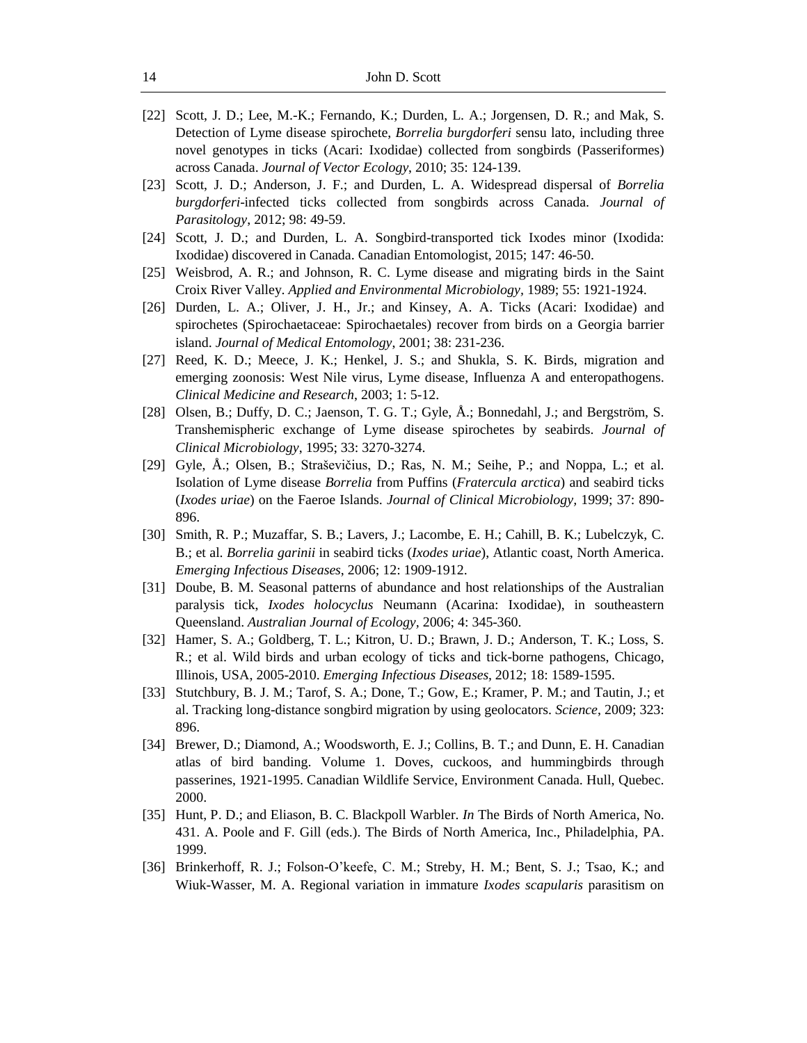[22] Scott, J. D.; Lee, M.-K.; Fernando, K.; Durden, L. A.; Jorgensen, D. R.; and Mak, S. Detection of Lyme disease spirochete, *Borrelia burgdorferi* sensu lato, including three novel genotypes in ticks (Acari: Ixodidae) collected from songbirds (Passeriformes) across Canada. *Journal of Vector Ecology*, 2010; 35: 124-139.

[23] Scott, J. D.; Anderson, J. F.; and Durden, L. A. Widespread dispersal of *Borrelia burgdorferi*-infected ticks collected from songbirds across Canada. *Journal of Parasitology*, 2012; 98: 49-59.

[24] Scott, J. D.; and Durden, L. A. Songbird-transported tick Ixodes minor (Ixodida: Ixodidae) discovered in Canada. Canadian Entomologist, 2015; 147: 46-50.

[25] Weisbrod, A. R.; and Johnson, R. C. Lyme disease and migrating birds in the Saint Croix River Valley. *Applied and Environmental Microbiology*, 1989; 55: 1921-1924.

[26] Durden, L. A.; Oliver, J. H., Jr.; and Kinsey, A. A. Ticks (Acari: Ixodidae) and spirochetes (Spirochaetaceae: Spirochaetales) recover from birds on a Georgia barrier island. *Journal of Medical Entomology*, 2001; 38: 231-236.

[27] Reed, K. D.; Meece, J. K.; Henkel, J. S.; and Shukla, S. K. Birds, migration and emerging zoonosis: West Nile virus, Lyme disease, Influenza A and enteropathogens. *Clinical Medicine and Research*, 2003; 1: 5-12.

[28] Olsen, B.; Duffy, D. C.; Jaenson, T. G. T.; Gyle, Å.; Bonnedahl, J.; and Bergström, S. Transhemispheric exchange of Lyme disease spirochetes by seabirds. *Journal of Clinical Microbiology*, 1995; 33: 3270-3274.

[29] Gyle, Å.; Olsen, B.; Straševičius, D.; Ras, N. M.; Seihe, P.; and Noppa, L.; et al. Isolation of Lyme disease *Borrelia* from Puffins (*Fratercula arctica*) and seabird ticks (*Ixodes uriae*) on the Faeroe Islands. *Journal of Clinical Microbiology,* 1999; 37: 890-896.

[30] Smith, R. P.; Muzaffar, S. B.; Lavers, J.; Lacombe, E. H.; Cahill, B. K.; Lubelczyk, C. B.; et al. *Borrelia garinii* in seabird ticks (*Ixodes uriae*), Atlantic coast, North America. *Emerging Infectious Diseases*, 2006; 12: 1909-1912.

[31] Doube, B. M. Seasonal patterns of abundance and host relationships of the Australian paralysis tick, *Ixodes holocyclus* Neumann (Acarina: Ixodidae), in southeastern Queensland. *Australian Journal of Ecology*, 2006; 4: 345-360.

[32] Hamer, S. A.; Goldberg, T. L.; Kitron, U. D.; Brawn, J. D.; Anderson, T. K.; Loss, S. R.; et al. Wild birds and urban ecology of ticks and tick-borne pathogens, Chicago, Illinois, USA, 2005-2010. *Emerging Infectious Diseases*, 2012; 18: 1589-1595.

[33] Stutchbury, B. J. M.; Tarof, S. A.; Done, T.; Gow, E.; Kramer, P. M.; and Tautin, J.; et al. Tracking long-distance songbird migration by using geolocators. *Science*, 2009; 323: 896.

[34] Brewer, D.; Diamond, A.; Woodsworth, E. J.; Collins, B. T.; and Dunn, E. H. Canadian atlas of bird banding. Volume 1. Doves, cuckoos, and hummingbirds through passerines, 1921-1995. Canadian Wildlife Service, Environment Canada. Hull, Quebec. 2000.

[35] Hunt, P. D.; and Eliason, B. C. Blackpoll Warbler. *In* The Birds of North America, No. 431. A. Poole and F. Gill (eds.). The Birds of North America, Inc., Philadelphia, PA. 1999.

[36] Brinkerhoff, R. J.; Folson-O'keefe, C. M.; Streby, H. M.; Bent, S. J.; Tsao, K.; and Wiuk-Wasser, M. A. Regional variation in immature *Ixodes scapularis* parasitism on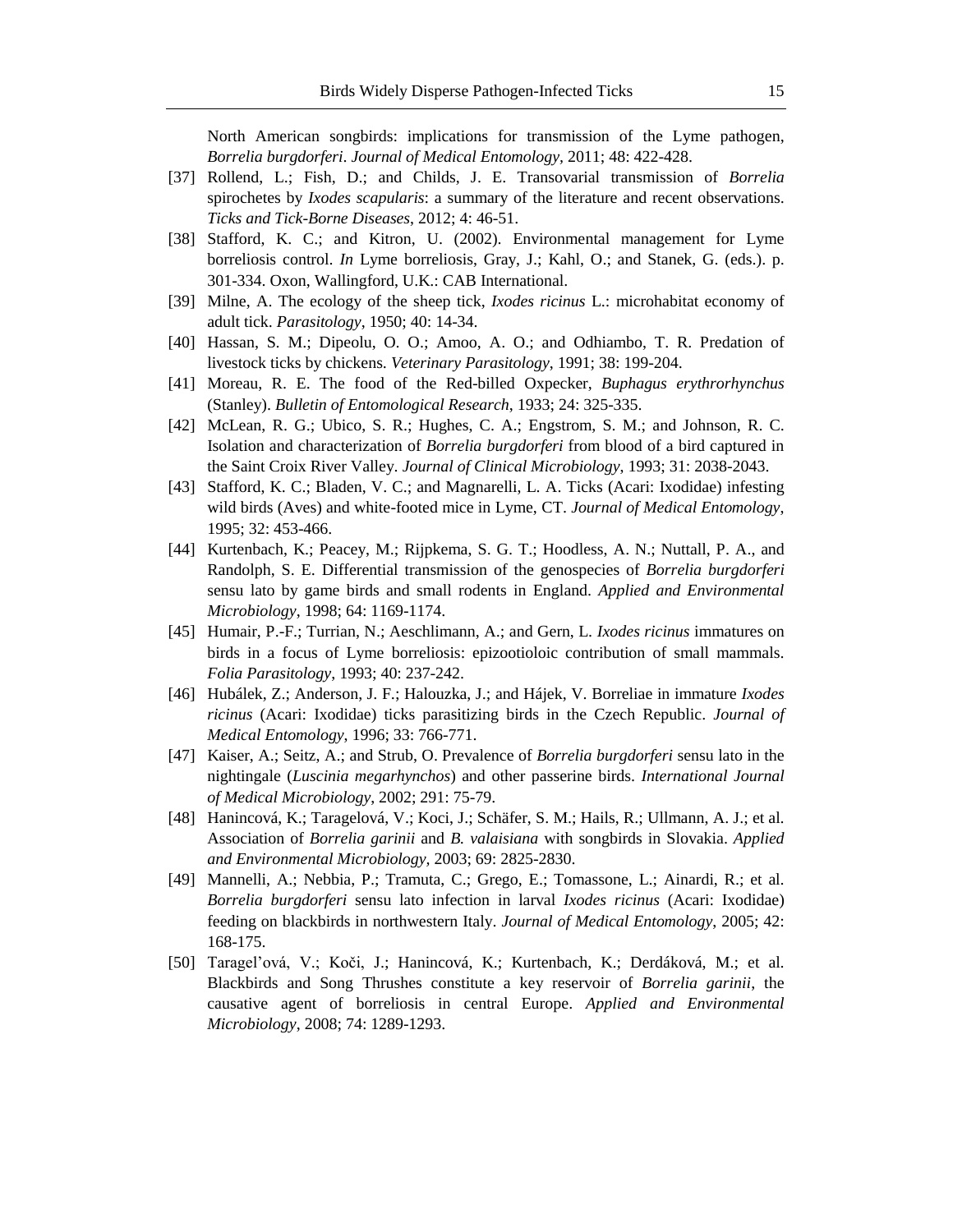North American songbirds: implications for transmission of the Lyme pathogen, *Borrelia burgdorferi*. *Journal of Medical Entomology*, 2011; 48: 422-428.

[37] Rollend, L.; Fish, D.; and Childs, J. E. Transovarial transmission of *Borrelia* spirochetes by *Ixodes scapularis*: a summary of the literature and recent observations. *Ticks and Tick-Borne Diseases*, 2012; 4: 46-51.

[38] Stafford, K. C.; and Kitron, U. (2002). Environmental management for Lyme borreliosis control. *In* Lyme borreliosis, Gray, J.; Kahl, O.; and Stanek, G. (eds.). p. 301-334. Oxon, Wallingford, U.K.: CAB International.

[39] Milne, A. The ecology of the sheep tick, *Ixodes ricinus* L.: microhabitat economy of adult tick. *Parasitology*, 1950; 40: 14-34.

[40] Hassan, S. M.; Dipeolu, O. O.; Amoo, A. O.; and Odhiambo, T. R. Predation of livestock ticks by chickens. *Veterinary Parasitology*, 1991; 38: 199-204.

[41] Moreau, R. E. The food of the Red-billed Oxpecker, *Buphagus erythrorhynchus* (Stanley). *Bulletin of Entomological Research*, 1933; 24: 325-335.

[42] McLean, R. G.; Ubico, S. R.; Hughes, C. A.; Engstrom, S. M.; and Johnson, R. C. Isolation and characterization of *Borrelia burgdorferi* from blood of a bird captured in the Saint Croix River Valley. *Journal of Clinical Microbiology*, 1993; 31: 2038-2043.

[43] Stafford, K. C.; Bladen, V. C.; and Magnarelli, L. A. Ticks (Acari: Ixodidae) infesting wild birds (Aves) and white-footed mice in Lyme, CT. *Journal of Medical Entomology*, 1995; 32: 453-466.

[44] Kurtenbach, K.; Peacey, M.; Rijpkema, S. G. T.; Hoodless, A. N.; Nuttall, P. A., and Randolph, S. E. Differential transmission of the genospecies of *Borrelia burgdorferi* sensu lato by game birds and small rodents in England. *Applied and Environmental Microbiology*, 1998; 64: 1169-1174.

[45] Humair, P.-F.; Turrian, N.; Aeschlimann, A.; and Gern, L. *Ixodes ricinus* immatures on birds in a focus of Lyme borreliosis: epizootioloic contribution of small mammals. *Folia Parasitology*, 1993; 40: 237-242.

[46] Hubálek, Z.; Anderson, J. F.; Halouzka, J.; and Hájek, V. Borreliae in immature *Ixodes ricinus* (Acari: Ixodidae) ticks parasitizing birds in the Czech Republic. *Journal of Medical Entomology*, 1996; 33: 766-771.

[47] Kaiser, A.; Seitz, A.; and Strub, O. Prevalence of *Borrelia burgdorferi* sensu lato in the nightingale (*Luscinia megarhynchos*) and other passerine birds. *International Journal of Medical Microbiology*, 2002; 291: 75-79.

[48] Hanincová, K.; Taragelová, V.; Koci, J.; Schäfer, S. M.; Hails, R.; Ullmann, A. J.; et al. Association of *Borrelia garinii* and *B. valaisiana* with songbirds in Slovakia. *Applied and Environmental Microbiology*, 2003; 69: 2825-2830.

[49] Mannelli, A.; Nebbia, P.; Tramuta, C.; Grego, E.; Tomassone, L.; Ainardi, R.; et al. *Borrelia burgdorferi* sensu lato infection in larval *Ixodes ricinus* (Acari: Ixodidae) feeding on blackbirds in northwestern Italy. *Journal of Medical Entomology*, 2005; 42: 168-175.

[50] Taragel'ová, V.; Koči, J.; Hanincová, K.; Kurtenbach, K.; Derdáková, M.; et al. Blackbirds and Song Thrushes constitute a key reservoir of *Borrelia garinii*, the causative agent of borreliosis in central Europe. *Applied and Environmental Microbiology*, 2008; 74: 1289-1293.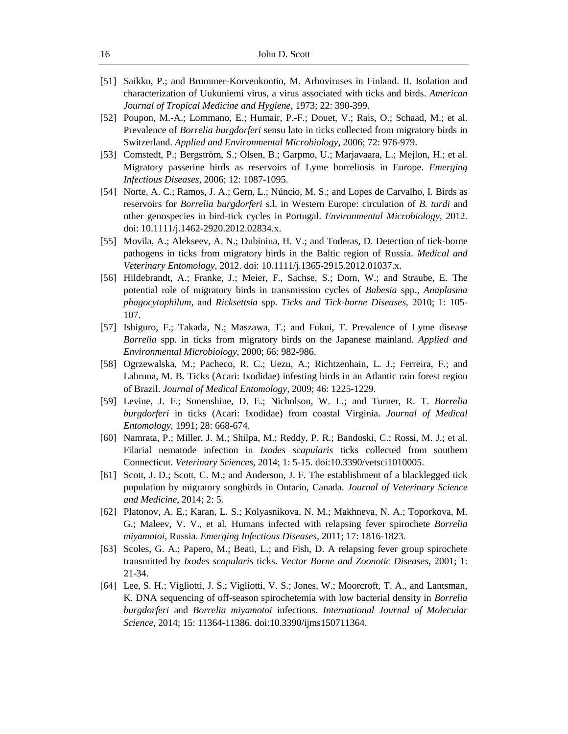[51] Saikku, P.; and Brummer-Korvenkontio, M. Arboviruses in Finland. II. Isolation and characterization of Uukuniemi virus, a virus associated with ticks and birds. *American Journal of Tropical Medicine and Hygiene*, 1973; 22: 390-399.

[52] Poupon, M.-A.; Lommano, E.; Humair, P.-F.; Douet, V.; Rais, O.; Schaad, M.; et al. Prevalence of *Borrelia burgdorferi* sensu lato in ticks collected from migratory birds in Switzerland. *Applied and Environmental Microbiology,* 2006; 72: 976-979.

[53] Comstedt, P.; Bergström, S.; Olsen, B.; Garpmo, U.; Marjavaara, L.; Mejlon, H.; et al. Migratory passerine birds as reservoirs of Lyme borreliosis in Europe. *Emerging Infectious Diseases,* 2006; 12: 1087-1095.

[54] Norte, A. C.; Ramos, J. A.; Gern, L.; Núncio, M. S.; and Lopes de Carvalho, I. Birds as reservoirs for *Borrelia burgdorferi* s.l. in Western Europe: circulation of *B. turdi* and other genospecies in bird-tick cycles in Portugal. *Environmental Microbiology*, 2012. doi: 10.1111/j.1462-2920.2012.02834.x.

[55] Movila, A.; Alekseev, A. N.; Dubinina, H. V.; and Toderas, D. Detection of tick-borne pathogens in ticks from migratory birds in the Baltic region of Russia. *Medical and Veterinary Entomology*, 2012. doi: 10.1111/j.1365-2915.2012.01037.x.

[56] Hildebrandt, A.; Franke, J.; Meier, F., Sachse, S.; Dorn, W.; and Straube, E. The potential role of migratory birds in transmission cycles of *Babesia* spp., *Anaplasma phagocytophilum*, and *Ricksettsia* spp. *Ticks and Tick-borne Diseases*, 2010; 1: 105-107.

[57] Ishiguro, F.; Takada, N.; Maszawa, T.; and Fukui, T. Prevalence of Lyme disease *Borrelia* spp. in ticks from migratory birds on the Japanese mainland. *Applied and Environmental Microbiology*, 2000; 66: 982-986.

[58] Ogrzewalska, M.; Pacheco, R. C.; Uezu, A.; Richtzenhain, L. J.; Ferreira, F.; and Labruna, M. B. Ticks (Acari: Ixodidae) infesting birds in an Atlantic rain forest region of Brazil. *Journal of Medical Entomology*, 2009; 46: 1225-1229.

[59] Levine, J. F.; Sonenshine, D. E.; Nicholson, W. L.; and Turner, R. T. *Borrelia burgdorferi* in ticks (Acari: Ixodidae) from coastal Virginia. *Journal of Medical Entomology*, 1991; 28: 668-674.

[60] Namrata, P.; Miller, J. M.; Shilpa, M.; Reddy, P. R.; Bandoski, C.; Rossi, M. J.; et al. Filarial nematode infection in *Ixodes scapularis* ticks collected from southern Connecticut. *Veterinary Sciences*, 2014; 1: 5-15. doi:10.3390/vetsci1010005.

[61] Scott, J. D.; Scott, C. M.; and Anderson, J. F. The establishment of a blacklegged tick population by migratory songbirds in Ontario, Canada. *Journal of Veterinary Science and Medicine*, 2014; 2: 5.

[62] Platonov, A. E.; Karan, L. S.; Kolyasnikova, N. M.; Makhneva, N. A.; Toporkova, M. G.; Maleev, V. V., et al. Humans infected with relapsing fever spirochete *Borrelia miyamotoi*, Russia. *Emerging Infectious Diseases*, 2011; 17: 1816-1823.

[63] Scoles, G. A.; Papero, M.; Beati, L.; and Fish, D. A relapsing fever group spirochete transmitted by *Ixodes scapularis* ticks. *Vector Borne and Zoonotic Diseases,* 2001; 1: 21-34.

[64] Lee, S. H.; Vigliotti, J. S.; Vigliotti, V. S.; Jones, W.; Moorcroft, T. A., and Lantsman, K. DNA sequencing of off-season spirochetemia with low bacterial density in *Borrelia burgdorferi* and *Borrelia miyamotoi* infections. *International Journal of Molecular Science*, 2014; 15: 11364-11386. doi:10.3390/ijms150711364.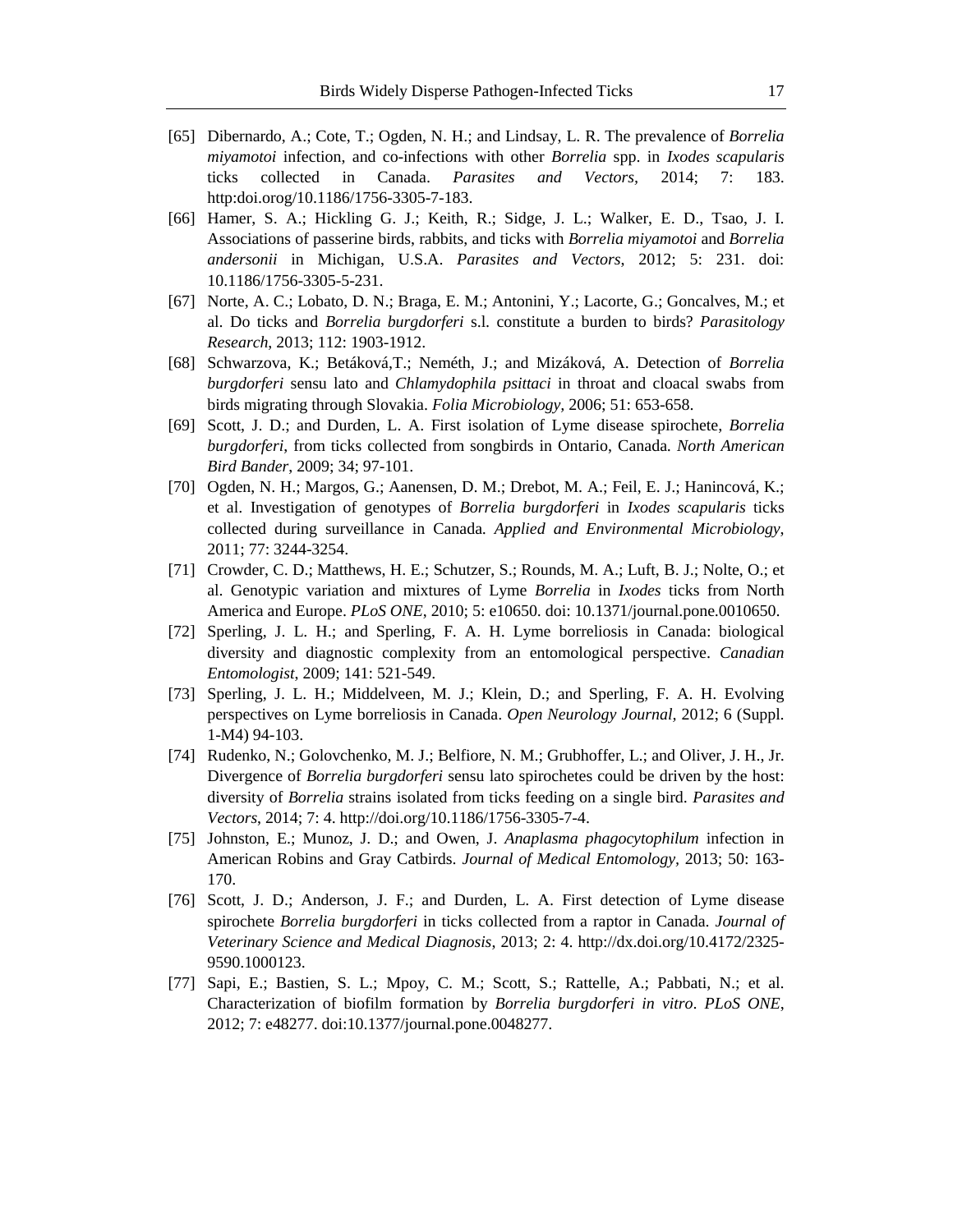[65] Dibernardo, A.; Cote, T.; Ogden, N. H.; and Lindsay, L. R. The prevalence of *Borrelia miyamotoi* infection, and co-infections with other *Borrelia* spp. in *Ixodes scapularis* ticks collected in Canada. *Parasites and Vectors*, 2014; 7: 183. http:doi.orog/10.1186/1756-3305-7-183.

[66] Hamer, S. A.; Hickling G. J.; Keith, R.; Sidge, J. L.; Walker, E. D., Tsao, J. I. Associations of passerine birds, rabbits, and ticks with *Borrelia miyamotoi* and *Borrelia andersonii* in Michigan, U.S.A. *Parasites and Vectors*, 2012; 5: 231. doi: 10.1186/1756-3305-5-231.

[67] Norte, A. C.; Lobato, D. N.; Braga, E. M.; Antonini, Y.; Lacorte, G.; Goncalves, M.; et al. Do ticks and *Borrelia burgdorferi* s.l. constitute a burden to birds? *Parasitology Research*, 2013; 112: 1903-1912.

[68] Schwarzova, K.; Betáková,T.; Neméth, J.; and Mizáková, A. Detection of *Borrelia burgdorferi* sensu lato and *Chlamydophila psittaci* in throat and cloacal swabs from birds migrating through Slovakia. *Folia Microbiology*, 2006; 51: 653-658.

[69] Scott, J. D.; and Durden, L. A. First isolation of Lyme disease spirochete, *Borrelia burgdorferi*, from ticks collected from songbirds in Ontario, Canada. *North American Bird Bander*, 2009; 34; 97-101.

[70] Ogden, N. H.; Margos, G.; Aanensen, D. M.; Drebot, M. A.; Feil, E. J.; Hanincová, K.; et al. Investigation of genotypes of *Borrelia burgdorferi* in *Ixodes scapularis* ticks collected during surveillance in Canada. *Applied and Environmental Microbiology*, 2011; 77: 3244-3254.

[71] Crowder, C. D.; Matthews, H. E.; Schutzer, S.; Rounds, M. A.; Luft, B. J.; Nolte, O.; et al. Genotypic variation and mixtures of Lyme *Borrelia* in *Ixodes* ticks from North America and Europe. *PLoS ONE*, 2010; 5: e10650. doi: 10.1371/journal.pone.0010650.

[72] Sperling, J. L. H.; and Sperling, F. A. H. Lyme borreliosis in Canada: biological diversity and diagnostic complexity from an entomological perspective. *Canadian Entomologist*, 2009; 141: 521-549.

[73] Sperling, J. L. H.; Middelveen, M. J.; Klein, D.; and Sperling, F. A. H. Evolving perspectives on Lyme borreliosis in Canada. *Open Neurology Journal*, 2012; 6 (Suppl. 1-M4) 94-103.

[74] Rudenko, N.; Golovchenko, M. J.; Belfiore, N. M.; Grubhoffer, L.; and Oliver, J. H., Jr. Divergence of *Borrelia burgdorferi* sensu lato spirochetes could be driven by the host: diversity of *Borrelia* strains isolated from ticks feeding on a single bird. *Parasites and Vectors*, 2014; 7: 4. http://doi.org/10.1186/1756-3305-7-4.

[75] Johnston, E.; Munoz, J. D.; and Owen, J. *Anaplasma phagocytophilum* infection in American Robins and Gray Catbirds. *Journal of Medical Entomology*, 2013; 50: 163-170.

[76] Scott, J. D.; Anderson, J. F.; and Durden, L. A. First detection of Lyme disease spirochete *Borrelia burgdorferi* in ticks collected from a raptor in Canada. *Journal of Veterinary Science and Medical Diagnosis*, 2013; 2: 4. http://dx.doi.org/10.4172/2325-9590.1000123.

[77] Sapi, E.; Bastien, S. L.; Mpoy, C. M.; Scott, S.; Rattelle, A.; Pabbati, N.; et al. Characterization of biofilm formation by *Borrelia burgdorferi in vitro*. *PLoS ONE*, 2012; 7: e48277. doi:10.1377/journal.pone.0048277.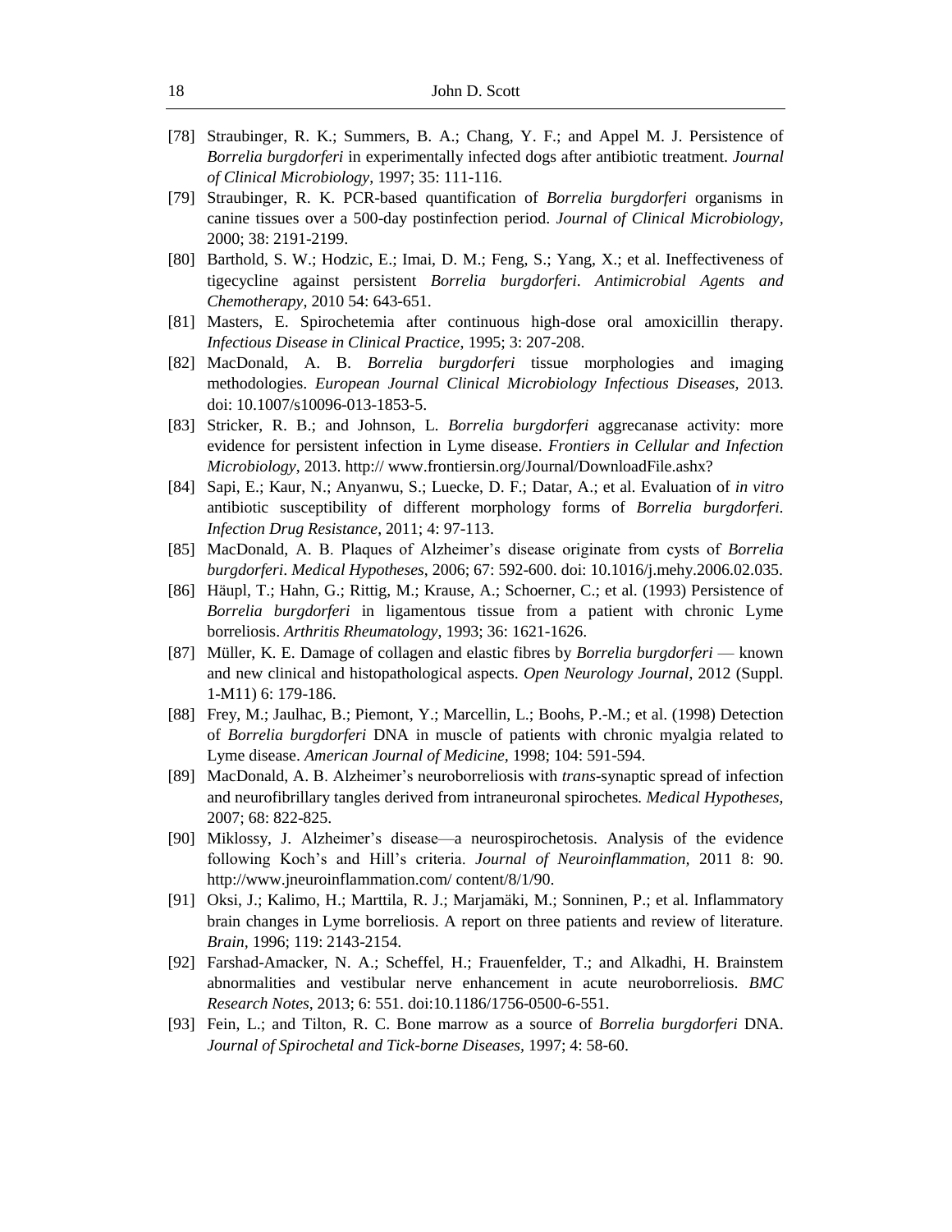[78] Straubinger, R. K.; Summers, B. A.; Chang, Y. F.; and Appel M. J. Persistence of *Borrelia burgdorferi* in experimentally infected dogs after antibiotic treatment. *Journal of Clinical Microbiology*, 1997; 35: 111-116.

[79] Straubinger, R. K. PCR-based quantification of *Borrelia burgdorferi* organisms in canine tissues over a 500-day postinfection period. *Journal of Clinical Microbiology*, 2000; 38: 2191-2199.

[80] Barthold, S. W.; Hodzic, E.; Imai, D. M.; Feng, S.; Yang, X.; et al. Ineffectiveness of tigecycline against persistent *Borrelia burgdorferi*. *Antimicrobial Agents and Chemotherapy*, 2010 54: 643-651.

[81] Masters, E. Spirochetemia after continuous high-dose oral amoxicillin therapy. *Infectious Disease in Clinical Practice*, 1995; 3: 207-208.

[82] MacDonald, A. B. *Borrelia burgdorferi* tissue morphologies and imaging methodologies. *European Journal Clinical Microbiology Infectious Diseases*, 2013. doi: 10.1007/s10096-013-1853-5.

[83] Stricker, R. B.; and Johnson, L. *Borrelia burgdorferi* aggrecanase activity: more evidence for persistent infection in Lyme disease. *Frontiers in Cellular and Infection Microbiology*, 2013. http:// www.frontiersin.org/Journal/DownloadFile.ashx?

[84] Sapi, E.; Kaur, N.; Anyanwu, S.; Luecke, D. F.; Datar, A.; et al. Evaluation of *in vitro* antibiotic susceptibility of different morphology forms of *Borrelia burgdorferi*. *Infection Drug Resistance*, 2011; 4: 97-113.

[85] MacDonald, A. B. Plaques of Alzheimer's disease originate from cysts of *Borrelia burgdorferi*. *Medical Hypotheses*, 2006; 67: 592-600. doi: 10.1016/j.mehy.2006.02.035.

[86] Häupl, T.; Hahn, G.; Rittig, M.; Krause, A.; Schoerner, C.; et al. (1993) Persistence of *Borrelia burgdorferi* in ligamentous tissue from a patient with chronic Lyme borreliosis. *Arthritis Rheumatology*, 1993; 36: 1621-1626.

[87] Müller, K. E. Damage of collagen and elastic fibres by *Borrelia burgdorferi* — known and new clinical and histopathological aspects. *Open Neurology Journal*, 2012 (Suppl. 1-M11) 6: 179-186.

[88] Frey, M.; Jaulhac, B.; Piemont, Y.; Marcellin, L.; Boohs, P.-M.; et al. (1998) Detection of *Borrelia burgdorferi* DNA in muscle of patients with chronic myalgia related to Lyme disease. *American Journal of Medicine*, 1998; 104: 591-594.

[89] MacDonald, A. B. Alzheimer's neuroborreliosis with *trans*-synaptic spread of infection and neurofibrillary tangles derived from intraneuronal spirochetes. *Medical Hypotheses*, 2007; 68: 822-825.

[90] Miklossy, J. Alzheimer's disease—a neurospirochetosis. Analysis of the evidence following Koch's and Hill's criteria. *Journal of Neuroinflammation*, 2011 8: 90. http://www.jneuroinflammation.com/ content/8/1/90.

[91] Oksi, J.; Kalimo, H.; Marttila, R. J.; Marjamäki, M.; Sonninen, P.; et al. Inflammatory brain changes in Lyme borreliosis. A report on three patients and review of literature. *Brain*, 1996; 119: 2143-2154.

[92] Farshad-Amacker, N. A.; Scheffel, H.; Frauenfelder, T.; and Alkadhi, H. Brainstem abnormalities and vestibular nerve enhancement in acute neuroborreliosis. *BMC Research Notes*, 2013; 6: 551. doi:10.1186/1756-0500-6-551.

[93] Fein, L.; and Tilton, R. C. Bone marrow as a source of *Borrelia burgdorferi* DNA. *Journal of Spirochetal and Tick-borne Diseases*, 1997; 4: 58-60.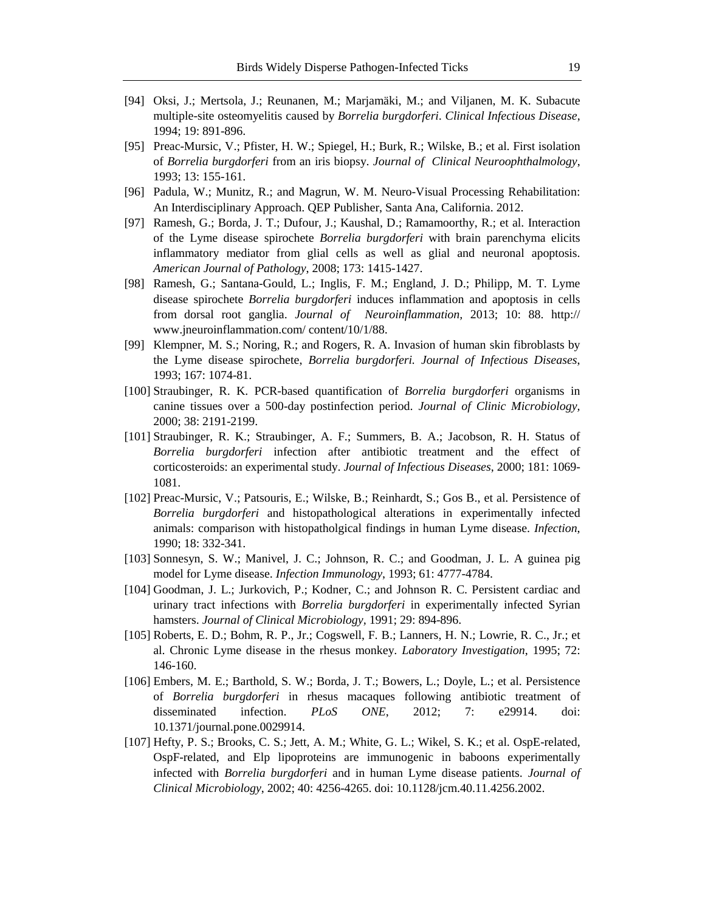[94] Oksi, J.; Mertsola, J.; Reunanen, M.; Marjamäki, M.; and Viljanen, M. K. Subacute multiple-site osteomyelitis caused by *Borrelia burgdorferi*. *Clinical Infectious Disease*, 1994; 19: 891-896.

[95] Preac-Mursic, V.; Pfister, H. W.; Spiegel, H.; Burk, R.; Wilske, B.; et al. First isolation of *Borrelia burgdorferi* from an iris biopsy. *Journal of Clinical Neuroophthalmology*, 1993; 13: 155-161.

[96] Padula, W.; Munitz, R.; and Magrun, W. M. Neuro-Visual Processing Rehabilitation: An Interdisciplinary Approach. QEP Publisher, Santa Ana, California. 2012.

[97] Ramesh, G.; Borda, J. T.; Dufour, J.; Kaushal, D.; Ramamoorthy, R.; et al. Interaction of the Lyme disease spirochete *Borrelia burgdorferi* with brain parenchyma elicits inflammatory mediator from glial cells as well as glial and neuronal apoptosis. *American Journal of Pathology*, 2008; 173: 1415-1427.

[98] Ramesh, G.; Santana-Gould, L.; Inglis, F. M.; England, J. D.; Philipp, M. T. Lyme disease spirochete *Borrelia burgdorferi* induces inflammation and apoptosis in cells from dorsal root ganglia. *Journal of Neuroinflammation,* 2013; 10: 88. http:// www.jneuroinflammation.com/ content/10/1/88.

[99] Klempner, M. S.; Noring, R.; and Rogers, R. A. Invasion of human skin fibroblasts by the Lyme disease spirochete, *Borrelia burgdorferi. Journal of Infectious Diseases*, 1993; 167: 1074-81.

[100] Straubinger, R. K. PCR-based quantification of *Borrelia burgdorferi* organisms in canine tissues over a 500-day postinfection period. *Journal of Clinic Microbiology,* 2000; 38: 2191-2199.

[101] Straubinger, R. K.; Straubinger, A. F.; Summers, B. A.; Jacobson, R. H. Status of *Borrelia burgdorferi* infection after antibiotic treatment and the effect of corticosteroids: an experimental study. *Journal of Infectious Diseases*, 2000; 181: 1069-1081.

[102] Preac-Mursic, V.; Patsouris, E.; Wilske, B.; Reinhardt, S.; Gos B., et al. Persistence of *Borrelia burgdorferi* and histopathological alterations in experimentally infected animals: comparison with histopatholgical findings in human Lyme disease. *Infection*, 1990; 18: 332-341.

[103] Sonnesyn, S. W.; Manivel, J. C.; Johnson, R. C.; and Goodman, J. L. A guinea pig model for Lyme disease. *Infection Immunology*, 1993; 61: 4777-4784.

[104] Goodman, J. L.; Jurkovich, P.; Kodner, C.; and Johnson R. C. Persistent cardiac and urinary tract infections with *Borrelia burgdorferi* in experimentally infected Syrian hamsters. *Journal of Clinical Microbiology*, 1991; 29: 894-896.

[105] Roberts, E. D.; Bohm, R. P., Jr.; Cogswell, F. B.; Lanners, H. N.; Lowrie, R. C., Jr.; et al. Chronic Lyme disease in the rhesus monkey. *Laboratory Investigation*, 1995; 72: 146-160.

[106] Embers, M. E.; Barthold, S. W.; Borda, J. T.; Bowers, L.; Doyle, L.; et al. Persistence of *Borrelia burgdorferi* in rhesus macaques following antibiotic treatment of disseminated infection. *PLoS ONE*, 2012; 7: e29914. doi: 10.1371/journal.pone.0029914.

[107] Hefty, P. S.; Brooks, C. S.; Jett, A. M.; White, G. L.; Wikel, S. K.; et al. OspE-related, OspF-related, and Elp lipoproteins are immunogenic in baboons experimentally infected with *Borrelia burgdorferi* and in human Lyme disease patients. *Journal of Clinical Microbiology*, 2002; 40: 4256-4265. doi: 10.1128/jcm.40.11.4256.2002.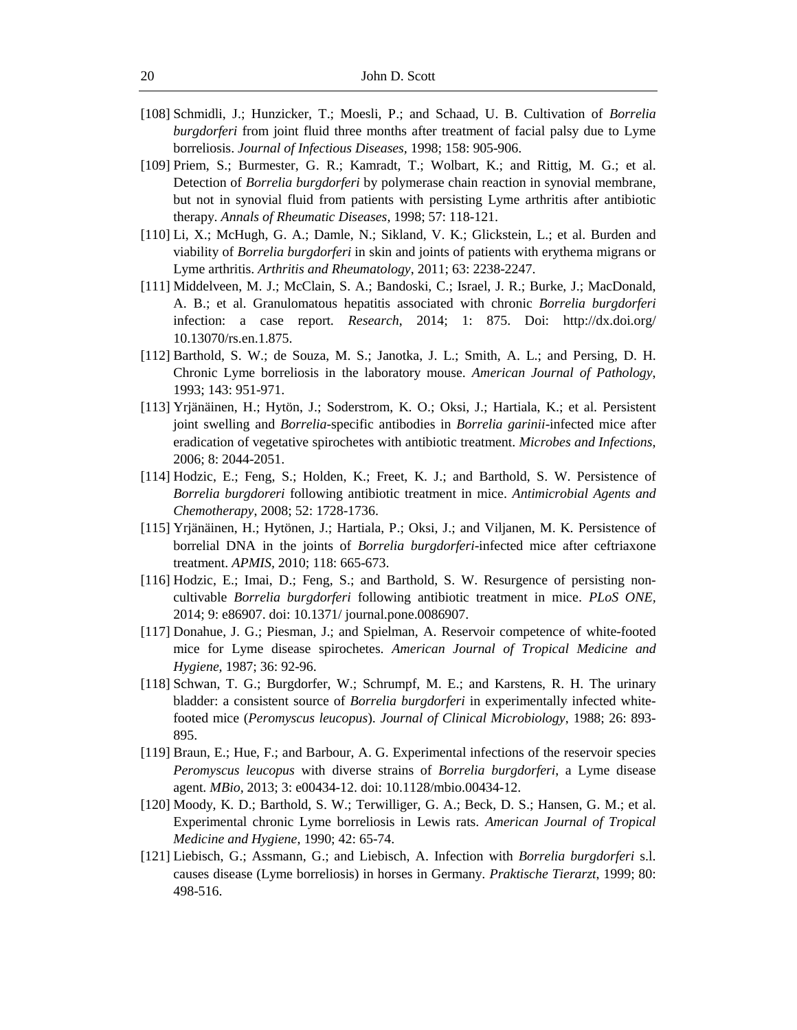[108] Schmidli, J.; Hunzicker, T.; Moesli, P.; and Schaad, U. B. Cultivation of *Borrelia burgdorferi* from joint fluid three months after treatment of facial palsy due to Lyme borreliosis. *Journal of Infectious Diseases*, 1998; 158: 905-906.

[109] Priem, S.; Burmester, G. R.; Kamradt, T.; Wolbart, K.; and Rittig, M. G.; et al. Detection of *Borrelia burgdorferi* by polymerase chain reaction in synovial membrane, but not in synovial fluid from patients with persisting Lyme arthritis after antibiotic therapy. *Annals of Rheumatic Diseases*, 1998; 57: 118-121.

[110] Li, X.; McHugh, G. A.; Damle, N.; Sikland, V. K.; Glickstein, L.; et al. Burden and viability of *Borrelia burgdorferi* in skin and joints of patients with erythema migrans or Lyme arthritis. *Arthritis and Rheumatology*, 2011; 63: 2238-2247.

[111] Middelveen, M. J.; McClain, S. A.; Bandoski, C.; Israel, J. R.; Burke, J.; MacDonald, A. B.; et al. Granulomatous hepatitis associated with chronic *Borrelia burgdorferi* infection: a case report. *Research*, 2014; 1: 875. Doi: http://dx.doi.org/10.13070/rs.en.1.875.

[112] Barthold, S. W.; de Souza, M. S.; Janotka, J. L.; Smith, A. L.; and Persing, D. H. Chronic Lyme borreliosis in the laboratory mouse. *American Journal of Pathology*, 1993; 143: 951-971.

[113] Yrjänäinen, H.; Hytön, J.; Soderstrom, K. O.; Oksi, J.; Hartiala, K.; et al. Persistent joint swelling and *Borrelia*-specific antibodies in *Borrelia garinii*-infected mice after eradication of vegetative spirochetes with antibiotic treatment. *Microbes and Infections*, 2006; 8: 2044-2051.

[114] Hodzic, E.; Feng, S.; Holden, K.; Freet, K. J.; and Barthold, S. W. Persistence of *Borrelia burgdoreri* following antibiotic treatment in mice. *Antimicrobial Agents and Chemotherapy*, 2008; 52: 1728-1736.

[115] Yrjänäinen, H.; Hytönen, J.; Hartiala, P.; Oksi, J.; and Viljanen, M. K. Persistence of borrelial DNA in the joints of *Borrelia burgdorferi*-infected mice after ceftriaxone treatment. *APMIS*, 2010; 118: 665-673.

[116] Hodzic, E.; Imai, D.; Feng, S.; and Barthold, S. W. Resurgence of persisting non-cultivable *Borrelia burgdorferi* following antibiotic treatment in mice. *PLoS ONE*, 2014; 9: e86907. doi: 10.1371/ journal.pone.0086907.

[117] Donahue, J. G.; Piesman, J.; and Spielman, A. Reservoir competence of white-footed mice for Lyme disease spirochetes. *American Journal of Tropical Medicine and Hygiene*, 1987; 36: 92-96.

[118] Schwan, T. G.; Burgdorfer, W.; Schrumpf, M. E.; and Karstens, R. H. The urinary bladder: a consistent source of *Borrelia burgdorferi* in experimentally infected white-footed mice (*Peromyscus leucopus*). *Journal of Clinical Microbiology*, 1988; 26: 893-895.

[119] Braun, E.; Hue, F.; and Barbour, A. G. Experimental infections of the reservoir species *Peromyscus leucopus* with diverse strains of *Borrelia burgdorferi*, a Lyme disease agent. *MBio*, 2013; 3: e00434-12. doi: 10.1128/mbio.00434-12.

[120] Moody, K. D.; Barthold, S. W.; Terwilliger, G. A.; Beck, D. S.; Hansen, G. M.; et al. Experimental chronic Lyme borreliosis in Lewis rats. *American Journal of Tropical Medicine and Hygiene*, 1990; 42: 65-74.

[121] Liebisch, G.; Assmann, G.; and Liebisch, A. Infection with *Borrelia burgdorferi* s.l. causes disease (Lyme borreliosis) in horses in Germany. *Praktische Tierarzt*, 1999; 80: 498-516.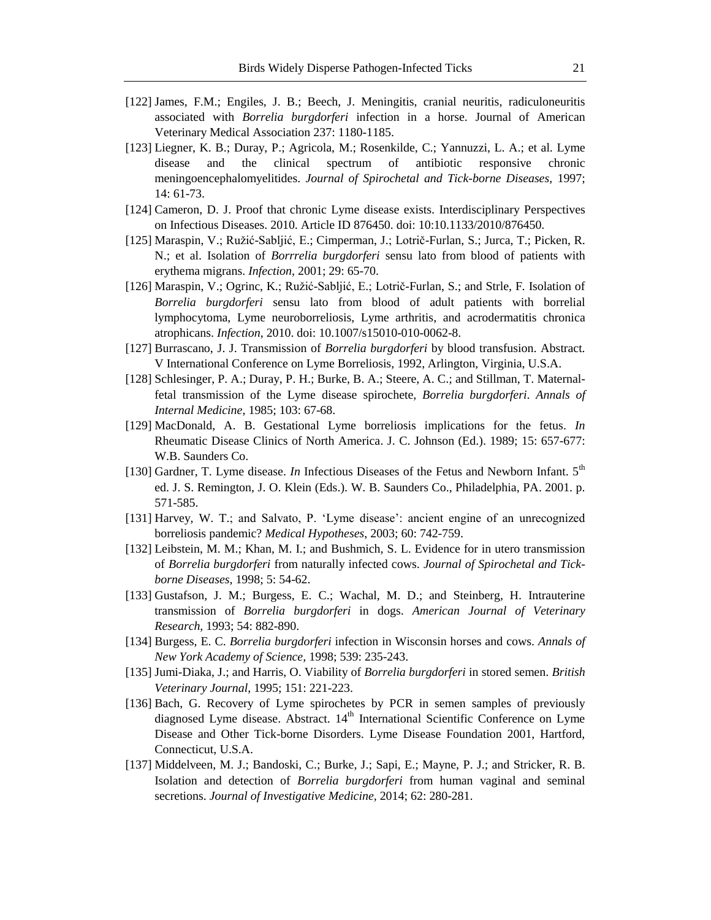[122] James, F.M.; Engiles, J. B.; Beech, J. Meningitis, cranial neuritis, radiculoneuritis associated with *Borrelia burgdorferi* infection in a horse. Journal of American Veterinary Medical Association 237: 1180-1185.

[123] Liegner, K. B.; Duray, P.; Agricola, M.; Rosenkilde, C.; Yannuzzi, L. A.; et al. Lyme disease and the clinical spectrum of antibiotic responsive chronic meningoencephalomyelitides. *Journal of Spirochetal and Tick-borne Diseases,* 1997; 14: 61-73.

[124] Cameron, D. J. Proof that chronic Lyme disease exists. Interdisciplinary Perspectives on Infectious Diseases. 2010. Article ID 876450. doi: 10:10.1133/2010/876450.

[125] Maraspin, V.; Ružić-Sabljić, E.; Cimperman, J.; Lotrič-Furlan, S.; Jurca, T.; Picken, R. N.; et al. Isolation of *Borrrelia burgdorferi* sensu lato from blood of patients with erythema migrans. *Infection*, 2001; 29: 65-70.

[126] Maraspin, V.; Ogrinc, K.; Ružić-Sabljić, E.; Lotrič-Furlan, S.; and Strle, F. Isolation of *Borrelia burgdorferi* sensu lato from blood of adult patients with borrelial lymphocytoma, Lyme neuroborreliosis, Lyme arthritis, and acrodermatitis chronica atrophicans. *Infection*, 2010. doi: 10.1007/s15010-010-0062-8.

[127] Burrascano, J. J. Transmission of *Borrelia burgdorferi* by blood transfusion. Abstract. V International Conference on Lyme Borreliosis, 1992, Arlington, Virginia, U.S.A.

[128] Schlesinger, P. A.; Duray, P. H.; Burke, B. A.; Steere, A. C.; and Stillman, T. Maternal-fetal transmission of the Lyme disease spirochete, *Borrelia burgdorferi*. *Annals of Internal Medicine*, 1985; 103: 67-68.

[129] MacDonald, A. B. Gestational Lyme borreliosis implications for the fetus. *In* Rheumatic Disease Clinics of North America. J. C. Johnson (Ed.). 1989; 15: 657-677: W.B. Saunders Co.

[130] Gardner, T. Lyme disease. *In* Infectious Diseases of the Fetus and Newborn Infant. 5th ed. J. S. Remington, J. O. Klein (Eds.). W. B. Saunders Co., Philadelphia, PA. 2001. p. 571-585.

[131] Harvey, W. T.; and Salvato, P. 'Lyme disease': ancient engine of an unrecognized borreliosis pandemic? *Medical Hypotheses*, 2003; 60: 742-759.

[132] Leibstein, M. M.; Khan, M. I.; and Bushmich, S. L. Evidence for in utero transmission of *Borrelia burgdorferi* from naturally infected cows. *Journal of Spirochetal and Tick-borne Diseases*, 1998; 5: 54-62.

[133] Gustafson, J. M.; Burgess, E. C.; Wachal, M. D.; and Steinberg, H. Intrauterine transmission of *Borrelia burgdorferi* in dogs. *American Journal of Veterinary Research,* 1993; 54: 882-890.

[134] Burgess, E. C. *Borrelia burgdorferi* infection in Wisconsin horses and cows. *Annals of New York Academy of Science,* 1998; 539: 235-243.

[135] Jumi-Diaka, J.; and Harris, O. Viability of *Borrelia burgdorferi* in stored semen. *British Veterinary Journal*, 1995; 151: 221-223.

[136] Bach, G. Recovery of Lyme spirochetes by PCR in semen samples of previously diagnosed Lyme disease. Abstract. 14th International Scientific Conference on Lyme Disease and Other Tick-borne Disorders. Lyme Disease Foundation 2001, Hartford, Connecticut, U.S.A.

[137] Middelveen, M. J.; Bandoski, C.; Burke, J.; Sapi, E.; Mayne, P. J.; and Stricker, R. B. Isolation and detection of *Borrelia burgdorferi* from human vaginal and seminal secretions. *Journal of Investigative Medicine,* 2014; 62: 280-281.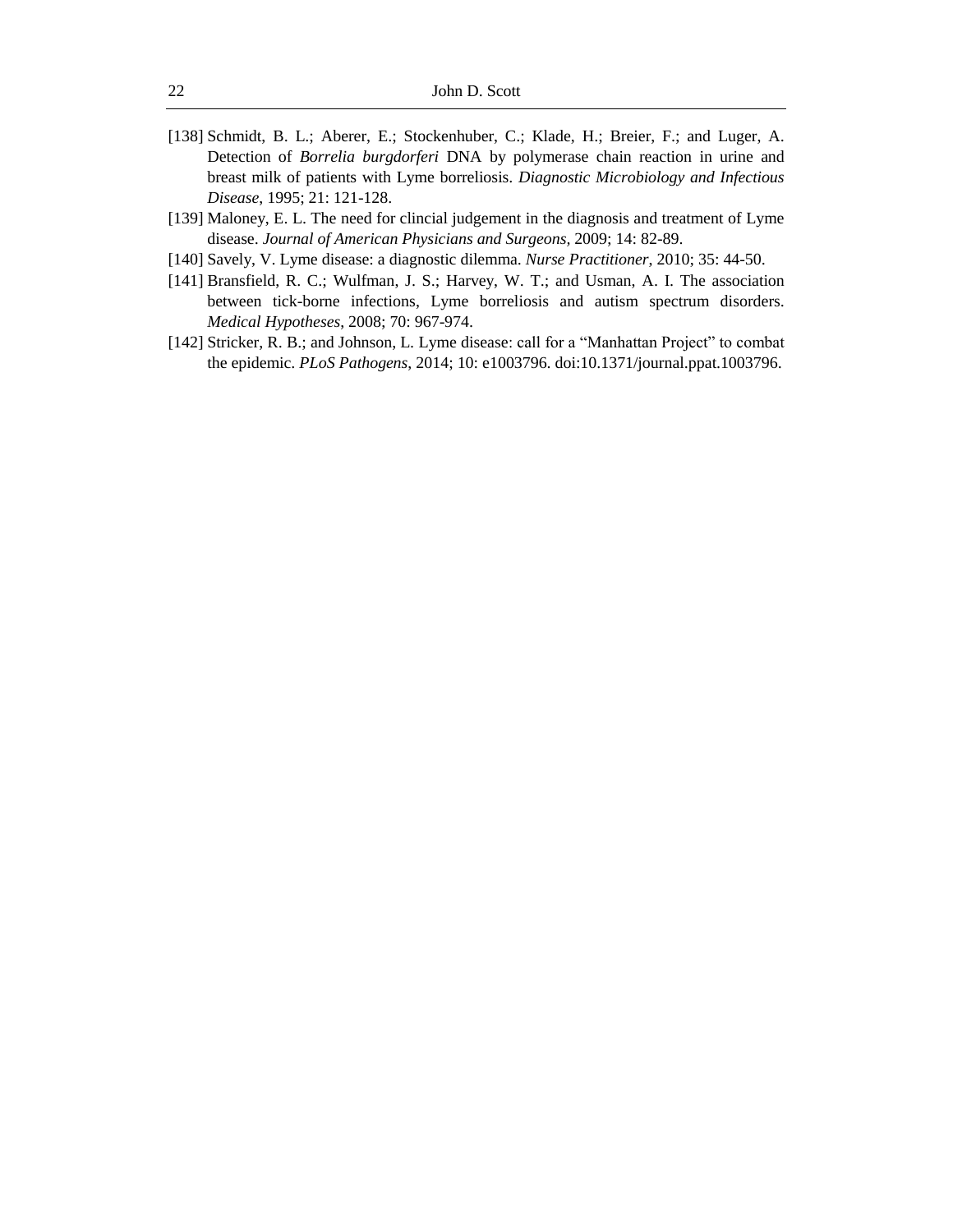[138] Schmidt, B. L.; Aberer, E.; Stockenhuber, C.; Klade, H.; Breier, F.; and Luger, A. Detection of *Borrelia burgdorferi* DNA by polymerase chain reaction in urine and breast milk of patients with Lyme borreliosis. *Diagnostic Microbiology and Infectious Disease*, 1995; 21: 121-128.

[139] Maloney, E. L. The need for clincial judgement in the diagnosis and treatment of Lyme disease. *Journal of American Physicians and Surgeons*, 2009; 14: 82-89.

[140] Savely, V. Lyme disease: a diagnostic dilemma. *Nurse Practitioner*, 2010; 35: 44-50.

[141] Bransfield, R. C.; Wulfman, J. S.; Harvey, W. T.; and Usman, A. I. The association between tick-borne infections, Lyme borreliosis and autism spectrum disorders. *Medical Hypotheses*, 2008; 70: 967-974.

[142] Stricker, R. B.; and Johnson, L. Lyme disease: call for a "Manhattan Project" to combat the epidemic. *PLoS Pathogens*, 2014; 10: e1003796. doi:10.1371/journal.ppat.1003796.